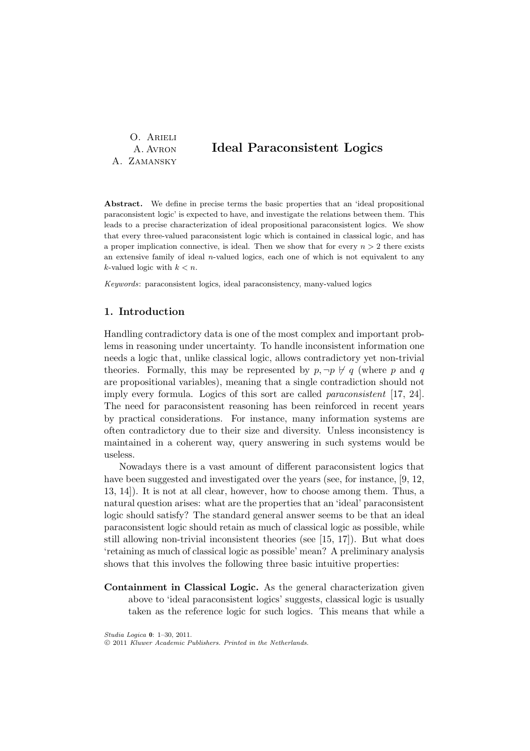O. Arieli
A. Avron
A. Zamansky

# Ideal Paraconsistent Logics

**Abstract.** We define in precise terms the basic properties that an 'ideal propositional paraconsistent logic' is expected to have, and investigate the relations between them. This leads to a precise characterization of ideal propositional paraconsistent logics. We show that every three-valued paraconsistent logic which is contained in classical logic, and has a proper implication connective, is ideal. Then we show that for every $n > 2$ there exists an extensive family of ideal $n$-valued logics, each one of which is not equivalent to any $k$-valued logic with $k < n$.

*Keywords*: paraconsistent logics, ideal paraconsistency, many-valued logics

## 1. Introduction

Handling contradictory data is one of the most complex and important problems in reasoning under uncertainty. To handle inconsistent information one needs a logic that, unlike classical logic, allows contradictory yet non-trivial theories. Formally, this may be represented by $p, \neg p \not\vdash q$ (where $p$ and $q$ are propositional variables), meaning that a single contradiction should not imply every formula. Logics of this sort are called *paraconsistent* [17, 24]. The need for paraconsistent reasoning has been reinforced in recent years by practical considerations. For instance, many information systems are often contradictory due to their size and diversity. Unless inconsistency is maintained in a coherent way, query answering in such systems would be useless.

Nowadays there is a vast amount of different paraconsistent logics that have been suggested and investigated over the years (see, for instance, [9, 12, 13, 14]). It is not at all clear, however, how to choose among them. Thus, a natural question arises: what are the properties that an 'ideal' paraconsistent logic should satisfy? The standard general answer seems to be that an ideal paraconsistent logic should retain as much of classical logic as possible, while still allowing non-trivial inconsistent theories (see [15, 17]). But what does 'retaining as much of classical logic as possible' mean? A preliminary analysis shows that this involves the following three basic intuitive properties:

**Containment in Classical Logic.** As the general characterization given above to 'ideal paraconsistent logics' suggests, classical logic is usually taken as the reference logic for such logics. This means that while a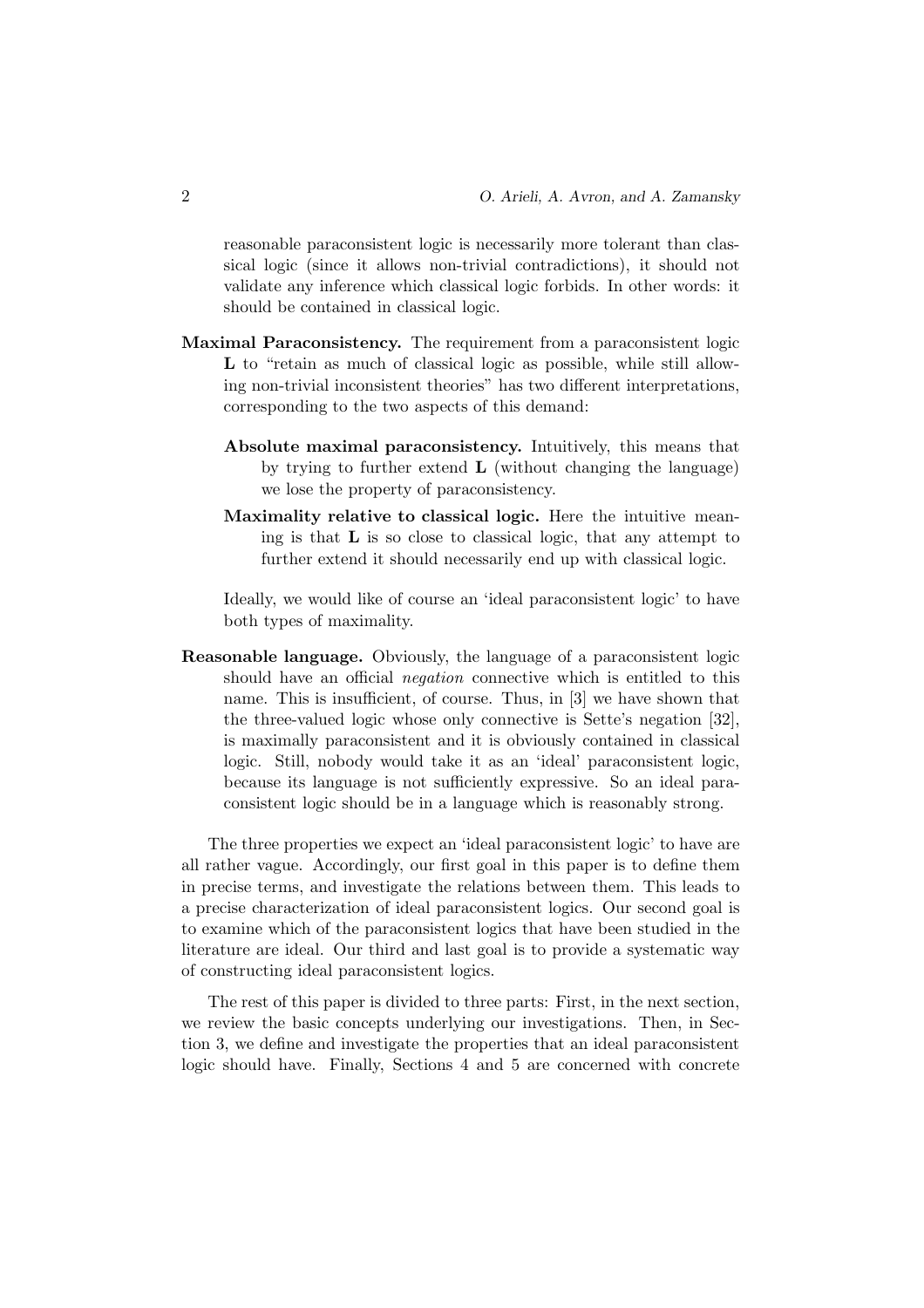reasonable paraconsistent logic is necessarily more tolerant than classical logic (since it allows non-trivial contradictions), it should not validate any inference which classical logic forbids. In other words: it should be contained in classical logic.

**Maximal Paraconsistency.** The requirement from a paraconsistent logic **L** to "retain as much of classical logic as possible, while still allowing non-trivial inconsistent theories" has two different interpretations, corresponding to the two aspects of this demand:

> **Absolute maximal paraconsistency.** Intuitively, this means that by trying to further extend **L** (without changing the language) we lose the property of paraconsistency.
>
> **Maximality relative to classical logic.** Here the intuitive meaning is that **L** is so close to classical logic, that any attempt to further extend it should necessarily end up with classical logic.

Ideally, we would like of course an 'ideal paraconsistent logic' to have both types of maximality.

**Reasonable language.** Obviously, the language of a paraconsistent logic should have an official *negation* connective which is entitled to this name. This is insufficient, of course. Thus, in [3] we have shown that the three-valued logic whose only connective is Sette's negation [32], is maximally paraconsistent and it is obviously contained in classical logic. Still, nobody would take it as an 'ideal' paraconsistent logic, because its language is not sufficiently expressive. So an ideal paraconsistent logic should be in a language which is reasonably strong.

The three properties we expect an 'ideal paraconsistent logic' to have are all rather vague. Accordingly, our first goal in this paper is to define them in precise terms, and investigate the relations between them. This leads to a precise characterization of ideal paraconsistent logics. Our second goal is to examine which of the paraconsistent logics that have been studied in the literature are ideal. Our third and last goal is to provide a systematic way of constructing ideal paraconsistent logics.

The rest of this paper is divided to three parts: First, in the next section, we review the basic concepts underlying our investigations. Then, in Section 3, we define and investigate the properties that an ideal paraconsistent logic should have. Finally, Sections 4 and 5 are concerned with concrete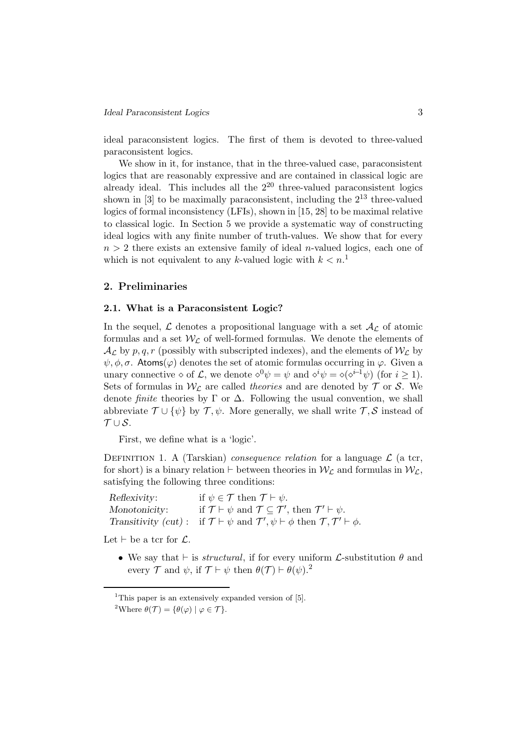ideal paraconsistent logics. The first of them is devoted to three-valued paraconsistent logics.

We show in it, for instance, that in the three-valued case, paraconsistent logics that are reasonably expressive and are contained in classical logic are already ideal. This includes all the $2^{20}$ three-valued paraconsistent logics shown in [3] to be maximally paraconsistent, including the $2^{13}$ three-valued logics of formal inconsistency (LFIs), shown in [15, 28] to be maximal relative to classical logic. In Section 5 we provide a systematic way of constructing ideal logics with any finite number of truth-values. We show that for every $n > 2$ there exists an extensive family of ideal $n$-valued logics, each one of which is not equivalent to any $k$-valued logic with $k < n$.[1]

## 2. Preliminaries

### 2.1. What is a Paraconsistent Logic?

In the sequel, $\mathcal{L}$ denotes a propositional language with a set $\mathcal{A}_\mathcal{L}$ of atomic formulas and a set $\mathcal{W}_\mathcal{L}$ of well-formed formulas. We denote the elements of $\mathcal{A}_\mathcal{L}$ by $p, q, r$ (possibly with subscripted indexes), and the elements of $\mathcal{W}_\mathcal{L}$ by $\psi, \phi, \sigma$. $\mathsf{Atoms}(\varphi)$ denotes the set of atomic formulas occurring in $\varphi$. Given a unary connective $\diamond$ of $\mathcal{L}$, we denote $\diamond^0\psi = \psi$ and $\diamond^i\psi = \diamond(\diamond^{i-1}\psi)$ (for $i \geq 1$). Sets of formulas in $\mathcal{W}_\mathcal{L}$ are called *theories* and are denoted by $\mathcal{T}$ or $\mathcal{S}$. We denote *finite* theories by $\Gamma$ or $\Delta$. Following the usual convention, we shall abbreviate $\mathcal{T} \cup \{\psi\}$ by $\mathcal{T}, \psi$. More generally, we shall write $\mathcal{T}, \mathcal{S}$ instead of $\mathcal{T} \cup \mathcal{S}$.

First, we define what is a 'logic'.

DEFINITION 1. A (Tarskian) *consequence relation* for a language $\mathcal{L}$ (a tcr, for short) is a binary relation $\vdash$ between theories in $\mathcal{W}_\mathcal{L}$ and formulas in $\mathcal{W}_\mathcal{L}$, satisfying the following three conditions:

| | |
|---|---|
| *Reflexivity*: | if $\psi \in \mathcal{T}$ then $\mathcal{T} \vdash \psi$. |
| *Monotonicity*: | if $\mathcal{T} \vdash \psi$ and $\mathcal{T} \subseteq \mathcal{T}'$, then $\mathcal{T}' \vdash \psi$. |
| *Transitivity (cut)*: | if $\mathcal{T} \vdash \psi$ and $\mathcal{T}', \psi \vdash \phi$ then $\mathcal{T}, \mathcal{T}' \vdash \phi$. |

Let $\vdash$ be a tcr for $\mathcal{L}$.

- We say that $\vdash$ is *structural*, if for every uniform $\mathcal{L}$-substitution $\theta$ and every $\mathcal{T}$ and $\psi$, if $\mathcal{T} \vdash \psi$ then $\theta(\mathcal{T}) \vdash \theta(\psi)$.[2]

[1] This paper is an extensively expanded version of [5].

[2] Where $\theta(\mathcal{T}) = \{\theta(\varphi) \mid \varphi \in \mathcal{T}\}$.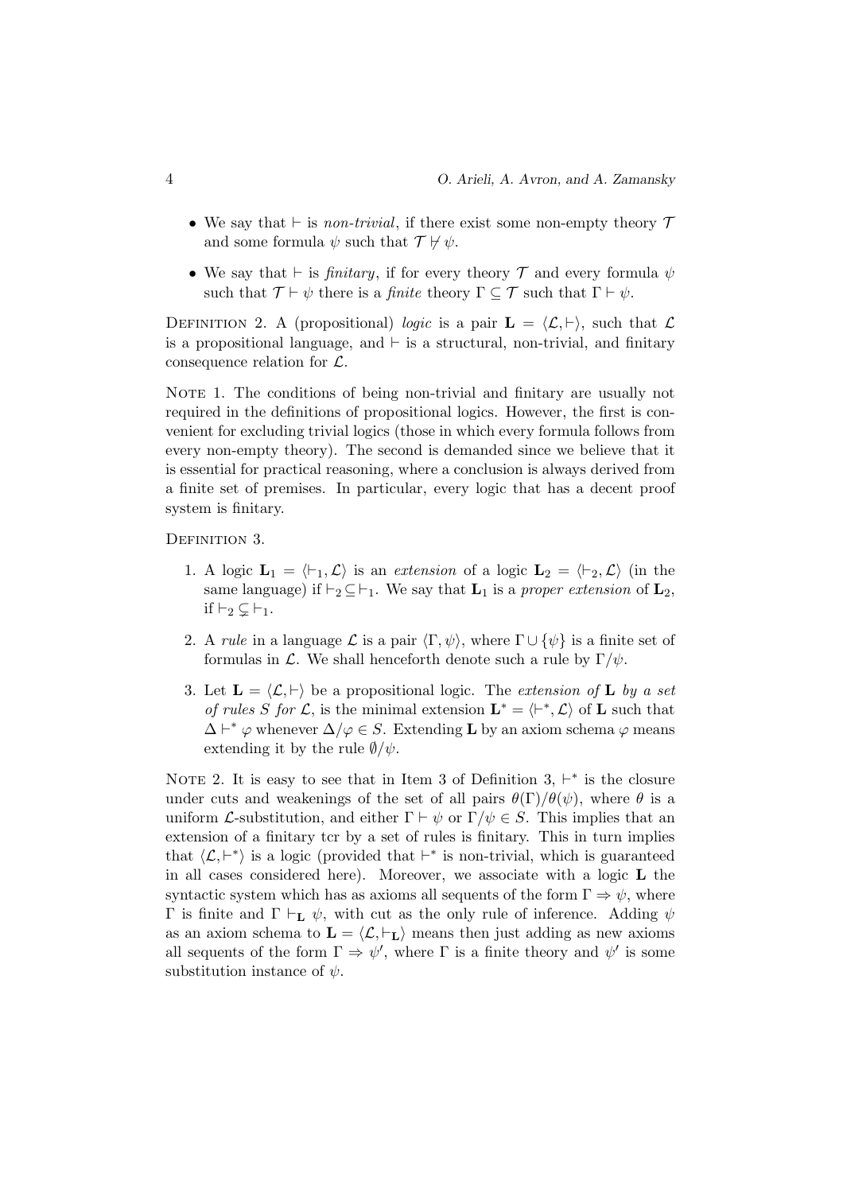- We say that $\vdash$ is *non-trivial*, if there exist some non-empty theory $\mathcal{T}$ and some formula $\psi$ such that $\mathcal{T} \not\vdash \psi$.
- We say that $\vdash$ is *finitary*, if for every theory $\mathcal{T}$ and every formula $\psi$ such that $\mathcal{T} \vdash \psi$ there is a *finite* theory $\Gamma \subseteq \mathcal{T}$ such that $\Gamma \vdash \psi$.

DEFINITION 2. A (propositional) *logic* is a pair $\mathbf{L} = \langle \mathcal{L}, \vdash \rangle$, such that $\mathcal{L}$ is a propositional language, and $\vdash$ is a structural, non-trivial, and finitary consequence relation for $\mathcal{L}$.

NOTE 1. The conditions of being non-trivial and finitary are usually not required in the definitions of propositional logics. However, the first is convenient for excluding trivial logics (those in which every formula follows from every non-empty theory). The second is demanded since we believe that it is essential for practical reasoning, where a conclusion is always derived from a finite set of premises. In particular, every logic that has a decent proof system is finitary.

DEFINITION 3.

1. A logic $\mathbf{L}_1 = \langle \vdash_1, \mathcal{L} \rangle$ is an *extension* of a logic $\mathbf{L}_2 = \langle \vdash_2, \mathcal{L} \rangle$ (in the same language) if $\vdash_2 \subseteq \vdash_1$. We say that $\mathbf{L}_1$ is a *proper extension* of $\mathbf{L}_2$, if $\vdash_2 \subsetneq \vdash_1$.
2. A *rule* in a language $\mathcal{L}$ is a pair $\langle \Gamma, \psi \rangle$, where $\Gamma \cup \{\psi\}$ is a finite set of formulas in $\mathcal{L}$. We shall henceforth denote such a rule by $\Gamma/\psi$.
3. Let $\mathbf{L} = \langle \mathcal{L}, \vdash \rangle$ be a propositional logic. The *extension of* $\mathbf{L}$ *by a set of rules* $S$ *for* $\mathcal{L}$, is the minimal extension $\mathbf{L}^* = \langle \vdash^*, \mathcal{L} \rangle$ of $\mathbf{L}$ such that $\Delta \vdash^* \varphi$ whenever $\Delta/\varphi \in S$. Extending $\mathbf{L}$ by an axiom schema $\varphi$ means extending it by the rule $\emptyset/\psi$.

NOTE 2. It is easy to see that in Item 3 of Definition 3, $\vdash^*$ is the closure under cuts and weakenings of the set of all pairs $\theta(\Gamma)/\theta(\psi)$, where $\theta$ is a uniform $\mathcal{L}$-substitution, and either $\Gamma \vdash \psi$ or $\Gamma/\psi \in S$. This implies that an extension of a finitary tcr by a set of rules is finitary. This in turn implies that $\langle \mathcal{L}, \vdash^* \rangle$ is a logic (provided that $\vdash^*$ is non-trivial, which is guaranteed in all cases considered here). Moreover, we associate with a logic $\mathbf{L}$ the syntactic system which has as axioms all sequents of the form $\Gamma \Rightarrow \psi$, where $\Gamma$ is finite and $\Gamma \vdash_{\mathbf{L}} \psi$, with cut as the only rule of inference. Adding $\psi$ as an axiom schema to $\mathbf{L} = \langle \mathcal{L}, \vdash_{\mathbf{L}} \rangle$ means then just adding as new axioms all sequents of the form $\Gamma \Rightarrow \psi'$, where $\Gamma$ is a finite theory and $\psi'$ is some substitution instance of $\psi$.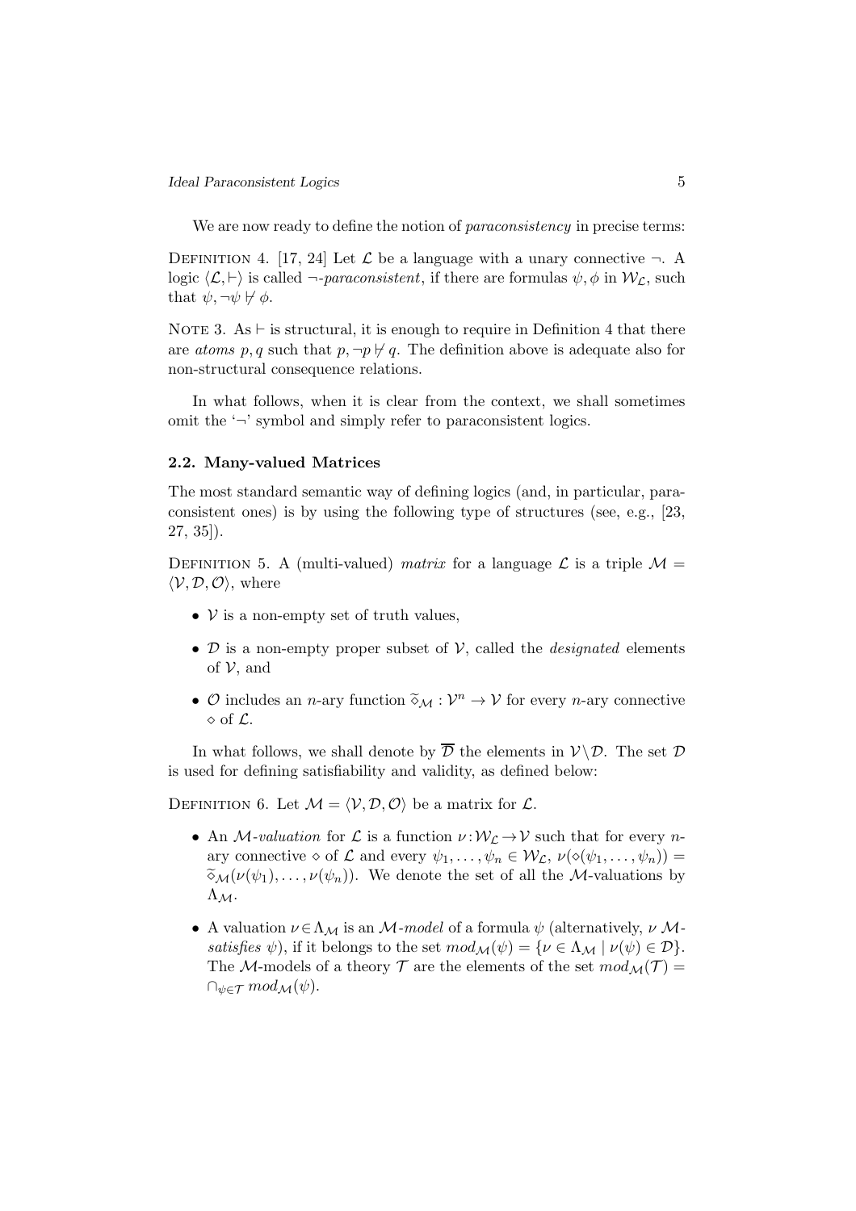We are now ready to define the notion of *paraconsistency* in precise terms:

Definition 4. [17, 24] Let $\mathcal{L}$ be a language with a unary connective $\neg$. A logic $\langle \mathcal{L}, \vdash \rangle$ is called $\neg$-*paraconsistent*, if there are formulas $\psi, \phi$ in $\mathcal{W}_{\mathcal{L}}$, such that $\psi, \neg\psi \nvdash \phi$.

Note 3. As $\vdash$ is structural, it is enough to require in Definition 4 that there are *atoms* $p, q$ such that $p, \neg p \nvdash q$. The definition above is adequate also for non-structural consequence relations.

In what follows, when it is clear from the context, we shall sometimes omit the '$\neg$' symbol and simply refer to paraconsistent logics.

### 2.2. Many-valued Matrices

The most standard semantic way of defining logics (and, in particular, paraconsistent ones) is by using the following type of structures (see, e.g., [23, 27, 35]).

Definition 5. A (multi-valued) *matrix* for a language $\mathcal{L}$ is a triple $\mathcal{M} = \langle \mathcal{V}, \mathcal{D}, \mathcal{O} \rangle$, where

- $\mathcal{V}$ is a non-empty set of truth values,
- $\mathcal{D}$ is a non-empty proper subset of $\mathcal{V}$, called the *designated* elements of $\mathcal{V}$, and
- $\mathcal{O}$ includes an $n$-ary function $\widetilde{\diamond}_{\mathcal{M}} : \mathcal{V}^n \to \mathcal{V}$ for every $n$-ary connective $\diamond$ of $\mathcal{L}$.

In what follows, we shall denote by $\overline{\mathcal{D}}$ the elements in $\mathcal{V} \setminus \mathcal{D}$. The set $\mathcal{D}$ is used for defining satisfiability and validity, as defined below:

Definition 6. Let $\mathcal{M} = \langle \mathcal{V}, \mathcal{D}, \mathcal{O} \rangle$ be a matrix for $\mathcal{L}$.

- An $\mathcal{M}$-*valuation* for $\mathcal{L}$ is a function $\nu : \mathcal{W}_{\mathcal{L}} \to \mathcal{V}$ such that for every $n$-ary connective $\diamond$ of $\mathcal{L}$ and every $\psi_1, \ldots, \psi_n \in \mathcal{W}_{\mathcal{L}}$, $\nu(\diamond(\psi_1, \ldots, \psi_n)) = \widetilde{\diamond}_{\mathcal{M}}(\nu(\psi_1), \ldots, \nu(\psi_n))$. We denote the set of all the $\mathcal{M}$-valuations by $\Lambda_{\mathcal{M}}$.
- A valuation $\nu \in \Lambda_{\mathcal{M}}$ is an $\mathcal{M}$-*model* of a formula $\psi$ (alternatively, $\nu$ $\mathcal{M}$-*satisfies* $\psi$), if it belongs to the set $mod_{\mathcal{M}}(\psi) = \{\nu \in \Lambda_{\mathcal{M}} \mid \nu(\psi) \in \mathcal{D}\}$. The $\mathcal{M}$-models of a theory $\mathcal{T}$ are the elements of the set $mod_{\mathcal{M}}(\mathcal{T}) = \cap_{\psi \in \mathcal{T}} mod_{\mathcal{M}}(\psi)$.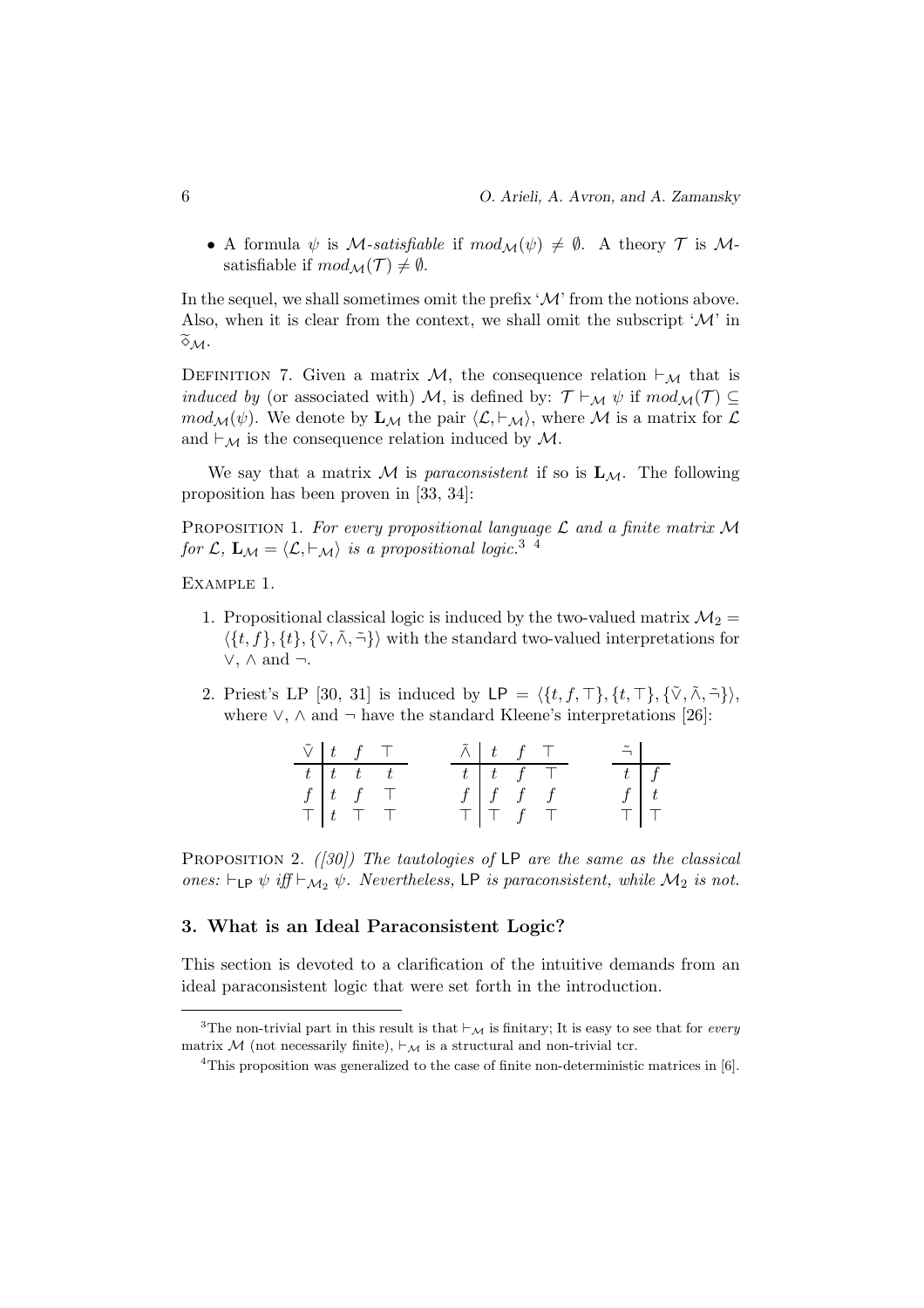- A formula $\psi$ is *$\mathcal{M}$-satisfiable* if $mod_{\mathcal{M}}(\psi) \neq \emptyset$. A theory $\mathcal{T}$ is $\mathcal{M}$-satisfiable if $mod_{\mathcal{M}}(\mathcal{T}) \neq \emptyset$.

In the sequel, we shall sometimes omit the prefix '$\mathcal{M}$' from the notions above. Also, when it is clear from the context, we shall omit the subscript '$\mathcal{M}$' in $\widetilde{\diamond}_{\mathcal{M}}$.

DEFINITION 7. Given a matrix $\mathcal{M}$, the consequence relation $\vdash_{\mathcal{M}}$ that is *induced by* (or associated with) $\mathcal{M}$, is defined by: $\mathcal{T} \vdash_{\mathcal{M}} \psi$ if $mod_{\mathcal{M}}(\mathcal{T}) \subseteq mod_{\mathcal{M}}(\psi)$. We denote by $\mathbf{L}_{\mathcal{M}}$ the pair $\langle \mathcal{L}, \vdash_{\mathcal{M}} \rangle$, where $\mathcal{M}$ is a matrix for $\mathcal{L}$ and $\vdash_{\mathcal{M}}$ is the consequence relation induced by $\mathcal{M}$.

We say that a matrix $\mathcal{M}$ is *paraconsistent* if so is $\mathbf{L}_{\mathcal{M}}$. The following proposition has been proven in [33, 34]:

PROPOSITION 1. *For every propositional language $\mathcal{L}$ and a finite matrix $\mathcal{M}$ for $\mathcal{L}$, $\mathbf{L}_{\mathcal{M}} = \langle \mathcal{L}, \vdash_{\mathcal{M}} \rangle$ is a propositional logic.*[3] [4]

EXAMPLE 1.

1. Propositional classical logic is induced by the two-valued matrix $\mathcal{M}_2 = \langle \{t, f\}, \{t\}, \{\tilde{\vee}, \tilde{\wedge}, \tilde{\neg}\} \rangle$ with the standard two-valued interpretations for $\vee$, $\wedge$ and $\neg$.

2. Priest's LP [30, 31] is induced by $\mathsf{LP} = \langle \{t, f, \top\}, \{t, \top\}, \{\tilde{\vee}, \tilde{\wedge}, \tilde{\neg}\} \rangle$, where $\vee$, $\wedge$ and $\neg$ have the standard Kleene's interpretations [26]:

| $\tilde{\vee}$ | $t$ | $f$ | $\top$ |
|---|---|---|---|
| $t$ | $t$ | $t$ | $t$ |
| $f$ | $t$ | $f$ | $\top$ |
| $\top$ | $t$ | $\top$ | $\top$ |

| $\tilde{\wedge}$ | $t$ | $f$ | $\top$ |
|---|---|---|---|
| $t$ | $t$ | $f$ | $\top$ |
| $f$ | $f$ | $f$ | $f$ |
| $\top$ | $\top$ | $f$ | $\top$ |

| $\tilde{\neg}$ | |
|---|---|
| $t$ | $f$ |
| $f$ | $t$ |
| $\top$ | $\top$ |

PROPOSITION 2. *([30]) The tautologies of* LP *are the same as the classical ones: $\vdash_{\mathsf{LP}} \psi$ iff $\vdash_{\mathcal{M}_2} \psi$. Nevertheless,* LP *is paraconsistent, while $\mathcal{M}_2$ is not.*

## 3. What is an Ideal Paraconsistent Logic?

This section is devoted to a clarification of the intuitive demands from an ideal paraconsistent logic that were set forth in the introduction.

[3] The non-trivial part in this result is that $\vdash_{\mathcal{M}}$ is finitary; It is easy to see that for *every* matrix $\mathcal{M}$ (not necessarily finite), $\vdash_{\mathcal{M}}$ is a structural and non-trivial tcr.

[4] This proposition was generalized to the case of finite non-deterministic matrices in [6].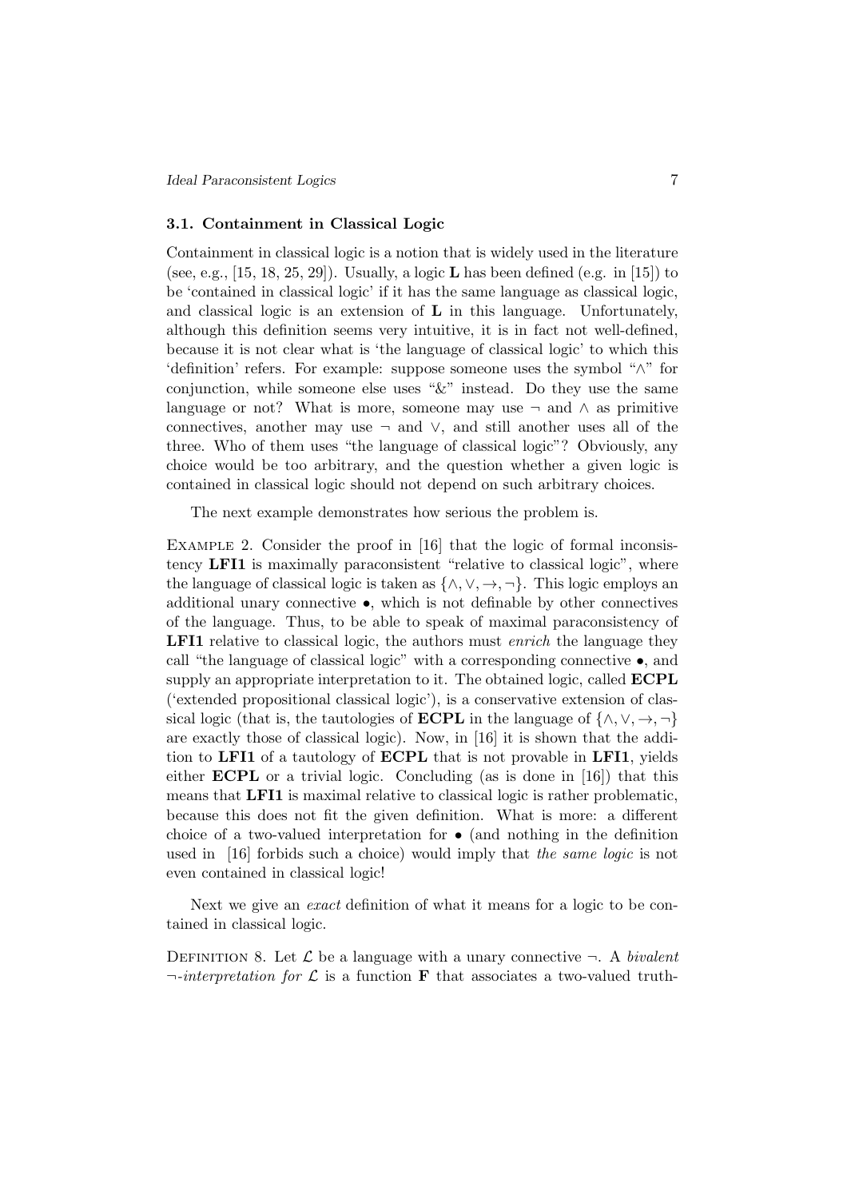### 3.1. Containment in Classical Logic

Containment in classical logic is a notion that is widely used in the literature (see, e.g., [15, 18, 25, 29]). Usually, a logic **L** has been defined (e.g. in [15]) to be 'contained in classical logic' if it has the same language as classical logic, and classical logic is an extension of **L** in this language. Unfortunately, although this definition seems very intuitive, it is in fact not well-defined, because it is not clear what is 'the language of classical logic' to which this 'definition' refers. For example: suppose someone uses the symbol "$\wedge$" for conjunction, while someone else uses "&" instead. Do they use the same language or not? What is more, someone may use $\neg$ and $\wedge$ as primitive connectives, another may use $\neg$ and $\vee$, and still another uses all of the three. Who of them uses "the language of classical logic"? Obviously, any choice would be too arbitrary, and the question whether a given logic is contained in classical logic should not depend on such arbitrary choices.

The next example demonstrates how serious the problem is.

Example 2. Consider the proof in [16] that the logic of formal inconsistency **LFI1** is maximally paraconsistent "relative to classical logic", where the language of classical logic is taken as $\{\wedge, \vee, \rightarrow, \neg\}$. This logic employs an additional unary connective $\bullet$, which is not definable by other connectives of the language. Thus, to be able to speak of maximal paraconsistency of **LFI1** relative to classical logic, the authors must *enrich* the language they call "the language of classical logic" with a corresponding connective $\bullet$, and supply an appropriate interpretation to it. The obtained logic, called **ECPL** ('extended propositional classical logic'), is a conservative extension of classical logic (that is, the tautologies of **ECPL** in the language of $\{\wedge, \vee, \rightarrow, \neg\}$ are exactly those of classical logic). Now, in [16] it is shown that the addition to **LFI1** of a tautology of **ECPL** that is not provable in **LFI1**, yields either **ECPL** or a trivial logic. Concluding (as is done in [16]) that this means that **LFI1** is maximal relative to classical logic is rather problematic, because this does not fit the given definition. What is more: a different choice of a two-valued interpretation for $\bullet$ (and nothing in the definition used in [16] forbids such a choice) would imply that *the same logic* is not even contained in classical logic!

Next we give an *exact* definition of what it means for a logic to be contained in classical logic.

Definition 8. Let $\mathcal{L}$ be a language with a unary connective $\neg$. A *bivalent* $\neg$*-interpretation for* $\mathcal{L}$ is a function **F** that associates a two-valued truth-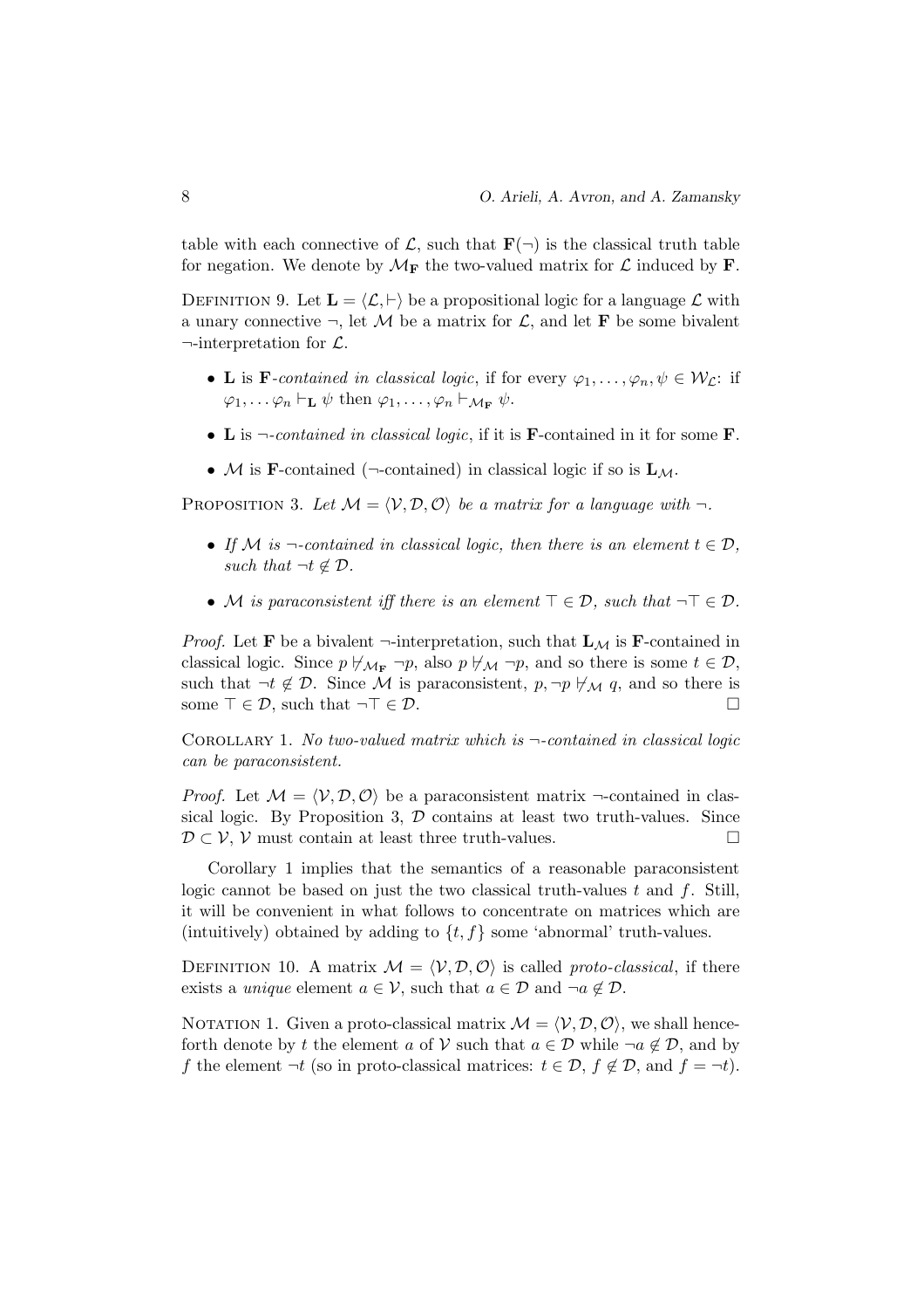table with each connective of $\mathcal{L}$, such that $\mathbf{F}(\neg)$ is the classical truth table for negation. We denote by $\mathcal{M}_\mathbf{F}$ the two-valued matrix for $\mathcal{L}$ induced by $\mathbf{F}$.

DEFINITION 9. Let $\mathbf{L} = \langle \mathcal{L}, \vdash \rangle$ be a propositional logic for a language $\mathcal{L}$ with a unary connective $\neg$, let $\mathcal{M}$ be a matrix for $\mathcal{L}$, and let $\mathbf{F}$ be some bivalent $\neg$-interpretation for $\mathcal{L}$.

- $\mathbf{L}$ is $\mathbf{F}$-*contained in classical logic*, if for every $\varphi_1, \ldots, \varphi_n, \psi \in \mathcal{W}_\mathcal{L}$: if $\varphi_1, \ldots \varphi_n \vdash_\mathbf{L} \psi$ then $\varphi_1, \ldots, \varphi_n \vdash_{\mathcal{M}_\mathbf{F}} \psi$.
- $\mathbf{L}$ is $\neg$-*contained in classical logic*, if it is $\mathbf{F}$-contained in it for some $\mathbf{F}$.
- $\mathcal{M}$ is $\mathbf{F}$-contained ($\neg$-contained) in classical logic if so is $\mathbf{L}_\mathcal{M}$.

PROPOSITION 3. *Let $\mathcal{M} = \langle \mathcal{V}, \mathcal{D}, \mathcal{O} \rangle$ be a matrix for a language with $\neg$.*

- *If $\mathcal{M}$ is $\neg$-contained in classical logic, then there is an element $t \in \mathcal{D}$, such that $\neg t \notin \mathcal{D}$.*
- *$\mathcal{M}$ is paraconsistent iff there is an element $\top \in \mathcal{D}$, such that $\neg \top \in \mathcal{D}$.*

*Proof.* Let $\mathbf{F}$ be a bivalent $\neg$-interpretation, such that $\mathbf{L}_\mathcal{M}$ is $\mathbf{F}$-contained in classical logic. Since $p \nvdash_{\mathcal{M}_\mathbf{F}} \neg p$, also $p \nvdash_\mathcal{M} \neg p$, and so there is some $t \in \mathcal{D}$, such that $\neg t \notin \mathcal{D}$. Since $\mathcal{M}$ is paraconsistent, $p, \neg p \nvdash_\mathcal{M} q$, and so there is some $\top \in \mathcal{D}$, such that $\neg \top \in \mathcal{D}$. □

COROLLARY 1. *No two-valued matrix which is $\neg$-contained in classical logic can be paraconsistent.*

*Proof.* Let $\mathcal{M} = \langle \mathcal{V}, \mathcal{D}, \mathcal{O} \rangle$ be a paraconsistent matrix $\neg$-contained in classical logic. By Proposition 3, $\mathcal{D}$ contains at least two truth-values. Since $\mathcal{D} \subset \mathcal{V}$, $\mathcal{V}$ must contain at least three truth-values. □

Corollary 1 implies that the semantics of a reasonable paraconsistent logic cannot be based on just the two classical truth-values $t$ and $f$. Still, it will be convenient in what follows to concentrate on matrices which are (intuitively) obtained by adding to $\{t, f\}$ some 'abnormal' truth-values.

DEFINITION 10. A matrix $\mathcal{M} = \langle \mathcal{V}, \mathcal{D}, \mathcal{O} \rangle$ is called *proto-classical*, if there exists a *unique* element $a \in \mathcal{V}$, such that $a \in \mathcal{D}$ and $\neg a \notin \mathcal{D}$.

NOTATION 1. Given a proto-classical matrix $\mathcal{M} = \langle \mathcal{V}, \mathcal{D}, \mathcal{O} \rangle$, we shall henceforth denote by $t$ the element $a$ of $\mathcal{V}$ such that $a \in \mathcal{D}$ while $\neg a \notin \mathcal{D}$, and by $f$ the element $\neg t$ (so in proto-classical matrices: $t \in \mathcal{D}$, $f \notin \mathcal{D}$, and $f = \neg t$).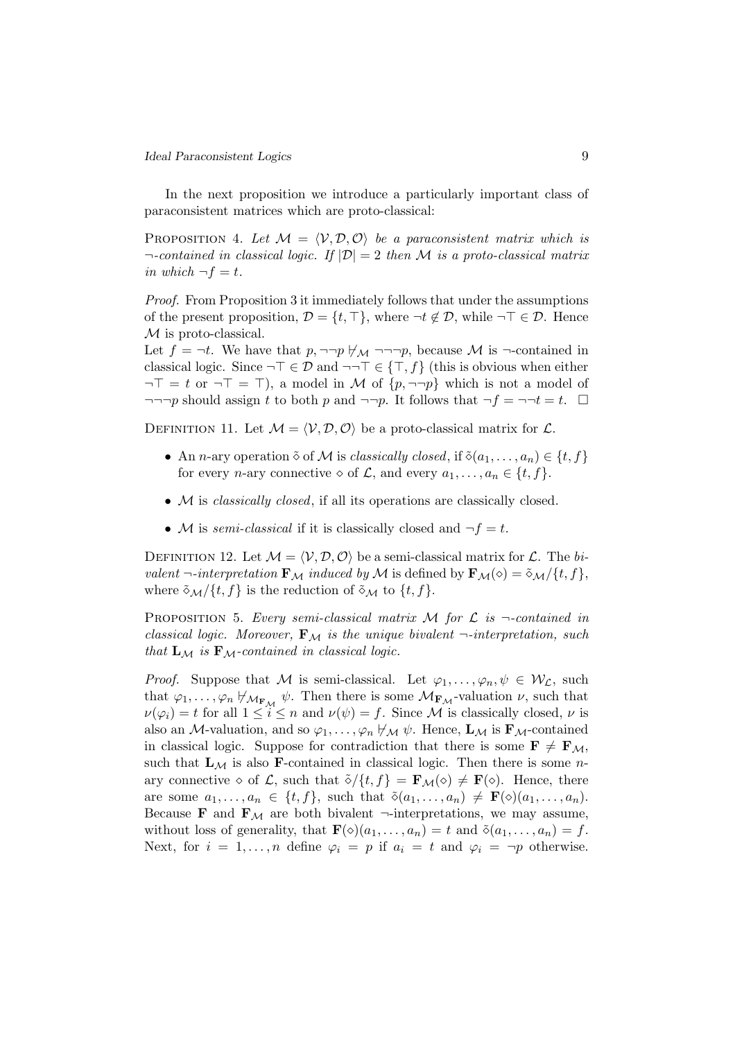In the next proposition we introduce a particularly important class of paraconsistent matrices which are proto-classical:

Proposition 4. *Let $\mathcal{M} = \langle \mathcal{V}, \mathcal{D}, \mathcal{O} \rangle$ be a paraconsistent matrix which is $\neg$-contained in classical logic. If $|\mathcal{D}| = 2$ then $\mathcal{M}$ is a proto-classical matrix in which $\neg f = t$.*

*Proof.* From Proposition 3 it immediately follows that under the assumptions of the present proposition, $\mathcal{D} = \{t, \top\}$, where $\neg t \notin \mathcal{D}$, while $\neg \top \in \mathcal{D}$. Hence $\mathcal{M}$ is proto-classical.

Let $f = \neg t$. We have that $p, \neg\neg p \not\vdash_{\mathcal{M}} \neg\neg\neg p$, because $\mathcal{M}$ is $\neg$-contained in classical logic. Since $\neg \top \in \mathcal{D}$ and $\neg\neg\top \in \{\top, f\}$ (this is obvious when either $\neg \top = t$ or $\neg \top = \top$), a model in $\mathcal{M}$ of $\{p, \neg\neg p\}$ which is not a model of $\neg\neg\neg p$ should assign $t$ to both $p$ and $\neg\neg p$. It follows that $\neg f = \neg\neg t = t$. $\square$

Definition 11. Let $\mathcal{M} = \langle \mathcal{V}, \mathcal{D}, \mathcal{O} \rangle$ be a proto-classical matrix for $\mathcal{L}$.

- An $n$-ary operation $\tilde{\diamond}$ of $\mathcal{M}$ is *classically closed*, if $\tilde{\diamond}(a_1, \ldots, a_n) \in \{t, f\}$ for every $n$-ary connective $\diamond$ of $\mathcal{L}$, and every $a_1, \ldots, a_n \in \{t, f\}$.
- $\mathcal{M}$ is *classically closed*, if all its operations are classically closed.
- $\mathcal{M}$ is *semi-classical* if it is classically closed and $\neg f = t$.

Definition 12. Let $\mathcal{M} = \langle \mathcal{V}, \mathcal{D}, \mathcal{O} \rangle$ be a semi-classical matrix for $\mathcal{L}$. The *bivalent $\neg$-interpretation $\mathbf{F}_{\mathcal{M}}$ induced by $\mathcal{M}$* is defined by $\mathbf{F}_{\mathcal{M}}(\diamond) = \tilde{\diamond}_{\mathcal{M}}/\{t, f\}$, where $\tilde{\diamond}_{\mathcal{M}}/\{t, f\}$ is the reduction of $\tilde{\diamond}_{\mathcal{M}}$ to $\{t, f\}$.

Proposition 5. *Every semi-classical matrix $\mathcal{M}$ for $\mathcal{L}$ is $\neg$-contained in classical logic. Moreover, $\mathbf{F}_{\mathcal{M}}$ is the unique bivalent $\neg$-interpretation, such that $\mathbf{L}_{\mathcal{M}}$ is $\mathbf{F}_{\mathcal{M}}$-contained in classical logic.*

*Proof.* Suppose that $\mathcal{M}$ is semi-classical. Let $\varphi_1, \ldots, \varphi_n, \psi \in \mathcal{W}_{\mathcal{L}}$, such that $\varphi_1, \ldots, \varphi_n \not\vdash_{\mathcal{M}_{\mathbf{F}_{\mathcal{M}}}} \psi$. Then there is some $\mathcal{M}_{\mathbf{F}_{\mathcal{M}}}$-valuation $\nu$, such that $\nu(\varphi_i) = t$ for all $1 \leq i \leq n$ and $\nu(\psi) = f$. Since $\mathcal{M}$ is classically closed, $\nu$ is also an $\mathcal{M}$-valuation, and so $\varphi_1, \ldots, \varphi_n \not\vdash_{\mathcal{M}} \psi$. Hence, $\mathbf{L}_{\mathcal{M}}$ is $\mathbf{F}_{\mathcal{M}}$-contained in classical logic. Suppose for contradiction that there is some $\mathbf{F} \neq \mathbf{F}_{\mathcal{M}}$, such that $\mathbf{L}_{\mathcal{M}}$ is also $\mathbf{F}$-contained in classical logic. Then there is some $n$-ary connective $\diamond$ of $\mathcal{L}$, such that $\tilde{\diamond}/\{t, f\} = \mathbf{F}_{\mathcal{M}}(\diamond) \neq \mathbf{F}(\diamond)$. Hence, there are some $a_1, \ldots, a_n \in \{t, f\}$, such that $\tilde{\diamond}(a_1, \ldots, a_n) \neq \mathbf{F}(\diamond)(a_1, \ldots, a_n)$. Because $\mathbf{F}$ and $\mathbf{F}_{\mathcal{M}}$ are both bivalent $\neg$-interpretations, we may assume, without loss of generality, that $\mathbf{F}(\diamond)(a_1, \ldots, a_n) = t$ and $\tilde{\diamond}(a_1, \ldots, a_n) = f$. Next, for $i = 1, \ldots, n$ define $\varphi_i = p$ if $a_i = t$ and $\varphi_i = \neg p$ otherwise.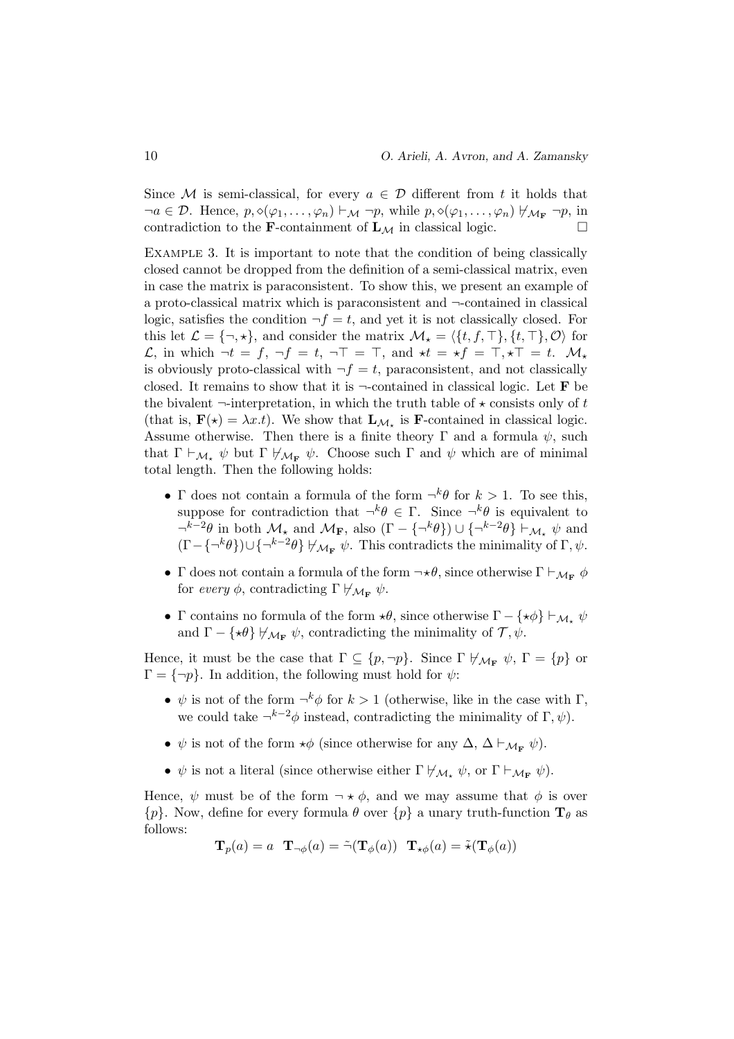Since $\mathcal{M}$ is semi-classical, for every $a \in \mathcal{D}$ different from $t$ it holds that $\neg a \in \mathcal{D}$. Hence, $p, \diamond(\varphi_1, \ldots, \varphi_n) \vdash_{\mathcal{M}} \neg p$, while $p, \diamond(\varphi_1, \ldots, \varphi_n) \not\vdash_{\mathcal{M}_{\mathbf{F}}} \neg p$, in contradiction to the $\mathbf{F}$-containment of $\mathbf{L}_{\mathcal{M}}$ in classical logic. $\square$

EXAMPLE 3. It is important to note that the condition of being classically closed cannot be dropped from the definition of a semi-classical matrix, even in case the matrix is paraconsistent. To show this, we present an example of a proto-classical matrix which is paraconsistent and $\neg$-contained in classical logic, satisfies the condition $\neg f = t$, and yet it is not classically closed. For this let $\mathcal{L} = \{\neg, \star\}$, and consider the matrix $\mathcal{M}_\star = \langle \{t, f, \top\}, \{t, \top\}, \mathcal{O} \rangle$ for $\mathcal{L}$, in which $\neg t = f$, $\neg f = t$, $\neg \top = \top$, and $\star t = \star f = \top, \star \top = t$. $\mathcal{M}_\star$ is obviously proto-classical with $\neg f = t$, paraconsistent, and not classically closed. It remains to show that it is $\neg$-contained in classical logic. Let $\mathbf{F}$ be the bivalent $\neg$-interpretation, in which the truth table of $\star$ consists only of $t$ (that is, $\mathbf{F}(\star) = \lambda x.t$). We show that $\mathbf{L}_{\mathcal{M}_\star}$ is $\mathbf{F}$-contained in classical logic. Assume otherwise. Then there is a finite theory $\Gamma$ and a formula $\psi$, such that $\Gamma \vdash_{\mathcal{M}_\star} \psi$ but $\Gamma \not\vdash_{\mathcal{M}_{\mathbf{F}}} \psi$. Choose such $\Gamma$ and $\psi$ which are of minimal total length. Then the following holds:

- $\Gamma$ does not contain a formula of the form $\neg^k \theta$ for $k > 1$. To see this, suppose for contradiction that $\neg^k \theta \in \Gamma$. Since $\neg^k \theta$ is equivalent to $\neg^{k-2}\theta$ in both $\mathcal{M}_\star$ and $\mathcal{M}_{\mathbf{F}}$, also $(\Gamma - \{\neg^k \theta\}) \cup \{\neg^{k-2}\theta\} \vdash_{\mathcal{M}_\star} \psi$ and $(\Gamma - \{\neg^k \theta\}) \cup \{\neg^{k-2}\theta\} \not\vdash_{\mathcal{M}_{\mathbf{F}}} \psi$. This contradicts the minimality of $\Gamma, \psi$.
- $\Gamma$ does not contain a formula of the form $\neg \star \theta$, since otherwise $\Gamma \vdash_{\mathcal{M}_{\mathbf{F}}} \phi$ for *every* $\phi$, contradicting $\Gamma \not\vdash_{\mathcal{M}_{\mathbf{F}}} \psi$.
- $\Gamma$ contains no formula of the form $\star\theta$, since otherwise $\Gamma - \{\star\phi\} \vdash_{\mathcal{M}_\star} \psi$ and $\Gamma - \{\star\theta\} \not\vdash_{\mathcal{M}_{\mathbf{F}}} \psi$, contradicting the minimality of $\mathcal{T}, \psi$.

Hence, it must be the case that $\Gamma \subseteq \{p, \neg p\}$. Since $\Gamma \not\vdash_{\mathcal{M}_{\mathbf{F}}} \psi$, $\Gamma = \{p\}$ or $\Gamma = \{\neg p\}$. In addition, the following must hold for $\psi$:

- $\psi$ is not of the form $\neg^k \phi$ for $k > 1$ (otherwise, like in the case with $\Gamma$, we could take $\neg^{k-2}\phi$ instead, contradicting the minimality of $\Gamma, \psi$).
- $\psi$ is not of the form $\star\phi$ (since otherwise for any $\Delta$, $\Delta \vdash_{\mathcal{M}_{\mathbf{F}}} \psi$).
- $\psi$ is not a literal (since otherwise either $\Gamma \not\vdash_{\mathcal{M}_\star} \psi$, or $\Gamma \vdash_{\mathcal{M}_{\mathbf{F}}} \psi$).

Hence, $\psi$ must be of the form $\neg \star \phi$, and we may assume that $\phi$ is over $\{p\}$. Now, define for every formula $\theta$ over $\{p\}$ a unary truth-function $\mathbf{T}_\theta$ as follows:

$$\mathbf{T}_p(a) = a \quad \mathbf{T}_{\neg\phi}(a) = \tilde{\neg}(\mathbf{T}_\phi(a)) \quad \mathbf{T}_{\star\phi}(a) = \tilde{\star}(\mathbf{T}_\phi(a))$$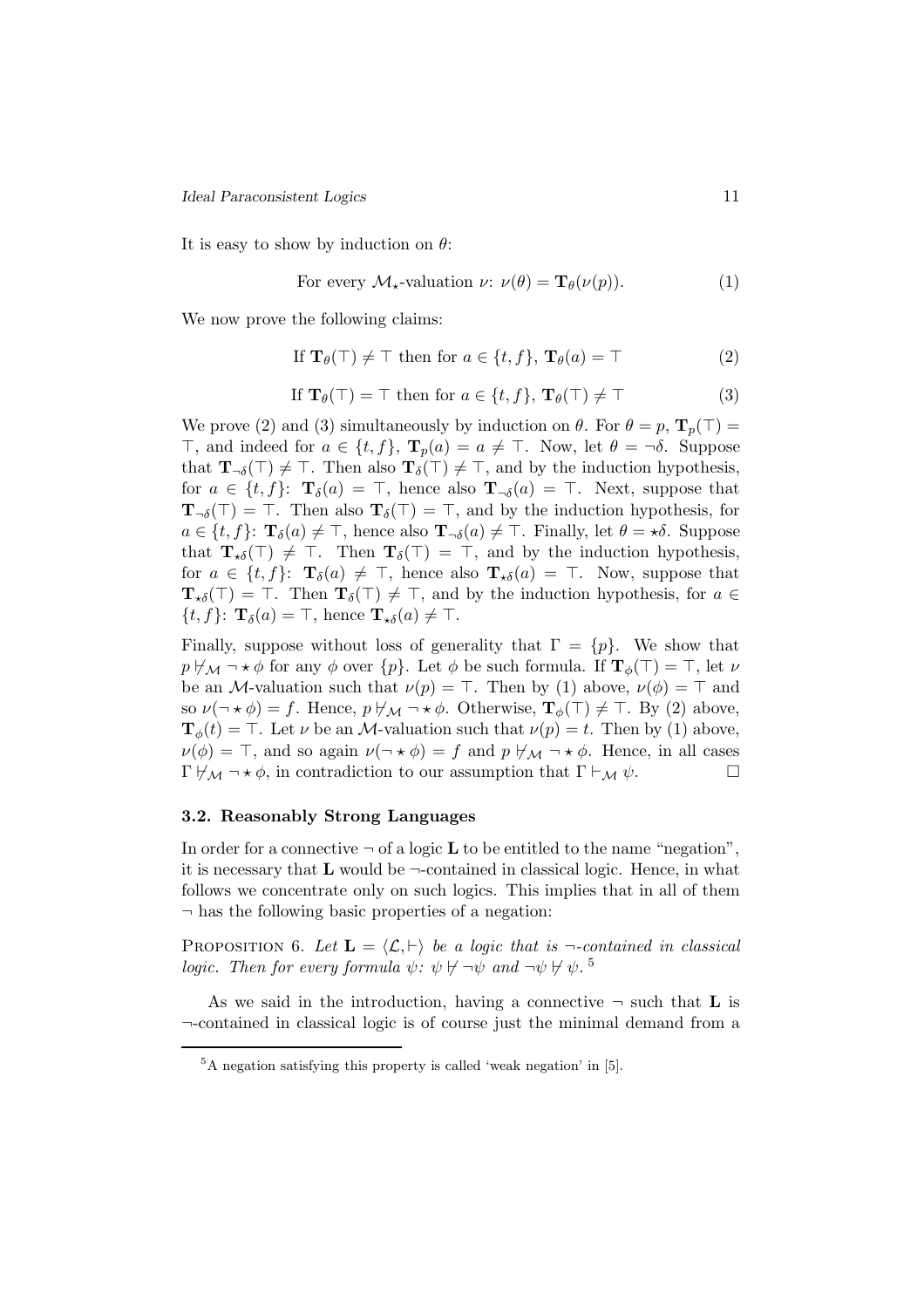It is easy to show by induction on $\theta$:

$$\text{For every } \mathcal{M}_\star\text{-valuation } \nu\text{: } \nu(\theta) = \mathbf{T}_\theta(\nu(p)). \tag{1}$$

We now prove the following claims:

$$\text{If } \mathbf{T}_\theta(\top) \neq \top \text{ then for } a \in \{t, f\},\ \mathbf{T}_\theta(a) = \top \tag{2}$$

$$\text{If } \mathbf{T}_\theta(\top) = \top \text{ then for } a \in \{t, f\},\ \mathbf{T}_\theta(\top) \neq \top \tag{3}$$

We prove (2) and (3) simultaneously by induction on $\theta$. For $\theta = p$, $\mathbf{T}_p(\top) = \top$, and indeed for $a \in \{t, f\}$, $\mathbf{T}_p(a) = a \neq \top$. Now, let $\theta = \neg\delta$. Suppose that $\mathbf{T}_{\neg\delta}(\top) \neq \top$. Then also $\mathbf{T}_\delta(\top) \neq \top$, and by the induction hypothesis, for $a \in \{t, f\}$: $\mathbf{T}_\delta(a) = \top$, hence also $\mathbf{T}_{\neg\delta}(a) = \top$. Next, suppose that $\mathbf{T}_{\neg\delta}(\top) = \top$. Then also $\mathbf{T}_\delta(\top) = \top$, and by the induction hypothesis, for $a \in \{t, f\}$: $\mathbf{T}_\delta(a) \neq \top$, hence also $\mathbf{T}_{\neg\delta}(a) \neq \top$. Finally, let $\theta = \star\delta$. Suppose that $\mathbf{T}_{\star\delta}(\top) \neq \top$. Then $\mathbf{T}_\delta(\top) = \top$, and by the induction hypothesis, for $a \in \{t, f\}$: $\mathbf{T}_\delta(a) \neq \top$, hence also $\mathbf{T}_{\star\delta}(a) = \top$. Now, suppose that $\mathbf{T}_{\star\delta}(\top) = \top$. Then $\mathbf{T}_\delta(\top) \neq \top$, and by the induction hypothesis, for $a \in \{t, f\}$: $\mathbf{T}_\delta(a) = \top$, hence $\mathbf{T}_{\star\delta}(a) \neq \top$.

Finally, suppose without loss of generality that $\Gamma = \{p\}$. We show that $p \nvdash_\mathcal{M} \neg\star\phi$ for any $\phi$ over $\{p\}$. Let $\phi$ be such formula. If $\mathbf{T}_\phi(\top) = \top$, let $\nu$ be an $\mathcal{M}$-valuation such that $\nu(p) = \top$. Then by (1) above, $\nu(\phi) = \top$ and so $\nu(\neg\star\phi) = f$. Hence, $p \nvdash_\mathcal{M} \neg\star\phi$. Otherwise, $\mathbf{T}_\phi(\top) \neq \top$. By (2) above, $\mathbf{T}_\phi(t) = \top$. Let $\nu$ be an $\mathcal{M}$-valuation such that $\nu(p) = t$. Then by (1) above, $\nu(\phi) = \top$, and so again $\nu(\neg\star\phi) = f$ and $p \nvdash_\mathcal{M} \neg\star\phi$. Hence, in all cases $\Gamma \nvdash_\mathcal{M} \neg\star\phi$, in contradiction to our assumption that $\Gamma \vdash_\mathcal{M} \psi$. □

### 3.2. Reasonably Strong Languages

In order for a connective $\neg$ of a logic $\mathbf{L}$ to be entitled to the name "negation", it is necessary that $\mathbf{L}$ would be $\neg$-contained in classical logic. Hence, in what follows we concentrate only on such logics. This implies that in all of them $\neg$ has the following basic properties of a negation:

Proposition 6. *Let $\mathbf{L} = \langle\mathcal{L}, \vdash\rangle$ be a logic that is $\neg$-contained in classical logic. Then for every formula $\psi$: $\psi \nvdash \neg\psi$ and $\neg\psi \nvdash \psi$.* [5]

As we said in the introduction, having a connective $\neg$ such that $\mathbf{L}$ is $\neg$-contained in classical logic is of course just the minimal demand from a

[5] A negation satisfying this property is called 'weak negation' in [5].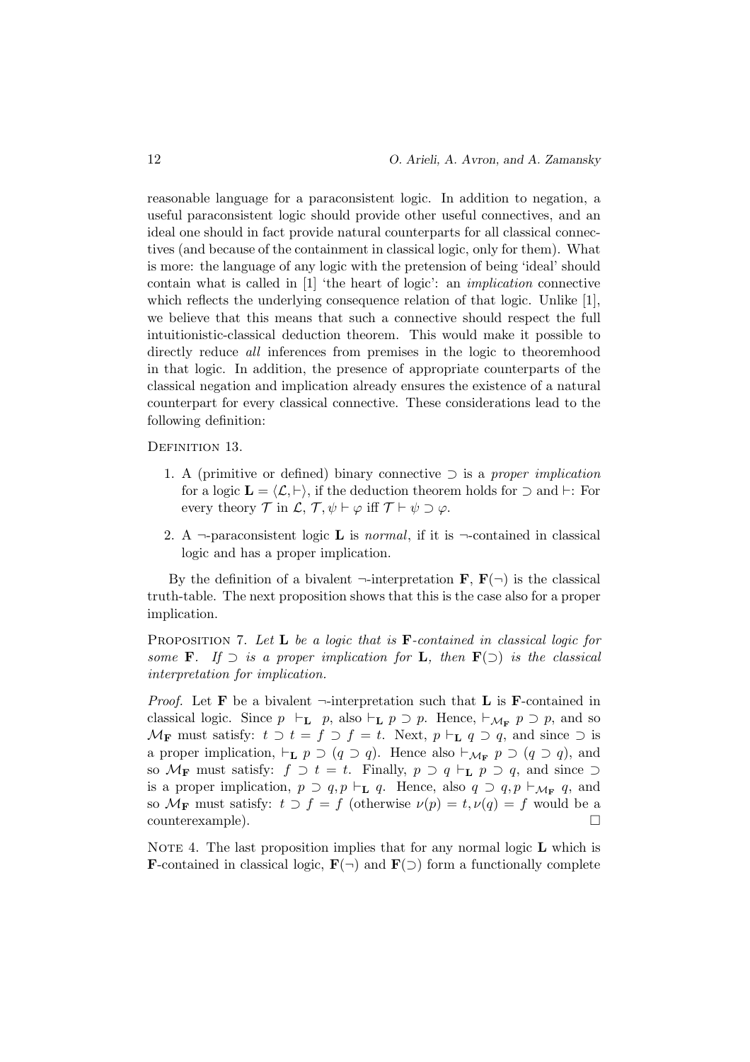reasonable language for a paraconsistent logic. In addition to negation, a useful paraconsistent logic should provide other useful connectives, and an ideal one should in fact provide natural counterparts for all classical connectives (and because of the containment in classical logic, only for them). What is more: the language of any logic with the pretension of being 'ideal' should contain what is called in [1] 'the heart of logic': an *implication* connective which reflects the underlying consequence relation of that logic. Unlike [1], we believe that this means that such a connective should respect the full intuitionistic-classical deduction theorem. This would make it possible to directly reduce *all* inferences from premises in the logic to theoremhood in that logic. In addition, the presence of appropriate counterparts of the classical negation and implication already ensures the existence of a natural counterpart for every classical connective. These considerations lead to the following definition:

Definition 13.

1. A (primitive or defined) binary connective $\supset$ is a *proper implication* for a logic $\mathbf{L} = \langle \mathcal{L}, \vdash \rangle$, if the deduction theorem holds for $\supset$ and $\vdash$: For every theory $\mathcal{T}$ in $\mathcal{L}$, $\mathcal{T}, \psi \vdash \varphi$ iff $\mathcal{T} \vdash \psi \supset \varphi$.

2. A $\neg$-paraconsistent logic $\mathbf{L}$ is *normal*, if it is $\neg$-contained in classical logic and has a proper implication.

By the definition of a bivalent $\neg$-interpretation $\mathbf{F}$, $\mathbf{F}(\neg)$ is the classical truth-table. The next proposition shows that this is the case also for a proper implication.

Proposition 7. *Let* $\mathbf{L}$ *be a logic that is* $\mathbf{F}$*-contained in classical logic for some* $\mathbf{F}$. *If* $\supset$ *is a proper implication for* $\mathbf{L}$, *then* $\mathbf{F}(\supset)$ *is the classical interpretation for implication.*

*Proof.* Let $\mathbf{F}$ be a bivalent $\neg$-interpretation such that $\mathbf{L}$ is $\mathbf{F}$-contained in classical logic. Since $p \vdash_{\mathbf{L}} p$, also $\vdash_{\mathbf{L}} p \supset p$. Hence, $\vdash_{\mathcal{M}_{\mathbf{F}}} p \supset p$, and so $\mathcal{M}_{\mathbf{F}}$ must satisfy: $t \supset t = f \supset f = t$. Next, $p \vdash_{\mathbf{L}} q \supset q$, and since $\supset$ is a proper implication, $\vdash_{\mathbf{L}} p \supset (q \supset q)$. Hence also $\vdash_{\mathcal{M}_{\mathbf{F}}} p \supset (q \supset q)$, and so $\mathcal{M}_{\mathbf{F}}$ must satisfy: $f \supset t = t$. Finally, $p \supset q \vdash_{\mathbf{L}} p \supset q$, and since $\supset$ is a proper implication, $p \supset q, p \vdash_{\mathbf{L}} q$. Hence, also $q \supset q, p \vdash_{\mathcal{M}_{\mathbf{F}}} q$, and so $\mathcal{M}_{\mathbf{F}}$ must satisfy: $t \supset f = f$ (otherwise $\nu(p) = t, \nu(q) = f$ would be a counterexample). □

Note 4. The last proposition implies that for any normal logic $\mathbf{L}$ which is $\mathbf{F}$-contained in classical logic, $\mathbf{F}(\neg)$ and $\mathbf{F}(\supset)$ form a functionally complete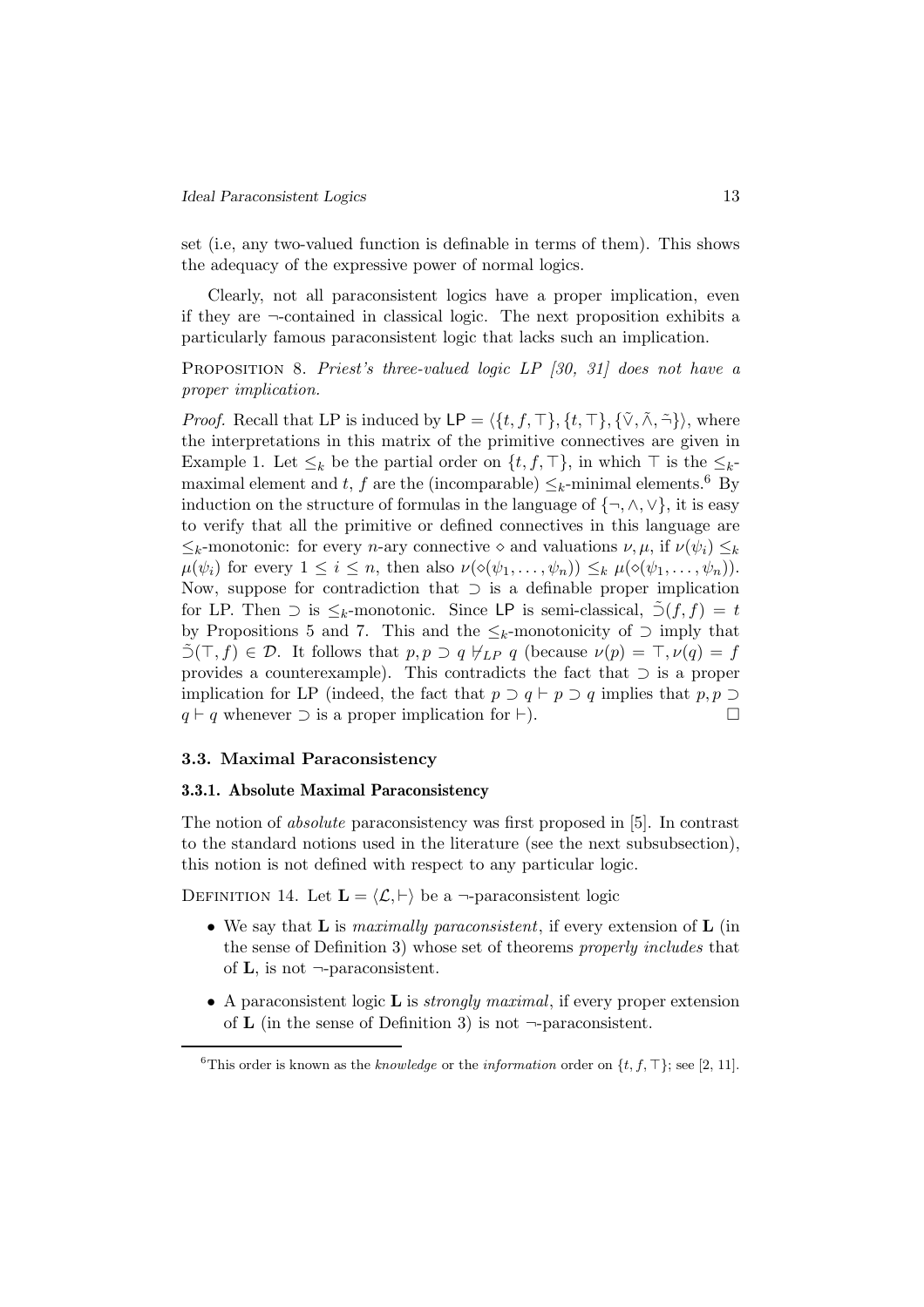set (i.e, any two-valued function is definable in terms of them). This shows the adequacy of the expressive power of normal logics.

Clearly, not all paraconsistent logics have a proper implication, even if they are $\neg$-contained in classical logic. The next proposition exhibits a particularly famous paraconsistent logic that lacks such an implication.

PROPOSITION 8. *Priest's three-valued logic LP [30, 31] does not have a proper implication.*

*Proof.* Recall that LP is induced by $\mathsf{LP} = \langle\{t, f, \top\}, \{t, \top\}, \{\tilde{\vee}, \tilde{\wedge}, \tilde{\neg}\}\rangle$, where the interpretations in this matrix of the primitive connectives are given in Example 1. Let $\leq_k$ be the partial order on $\{t, f, \top\}$, in which $\top$ is the $\leq_k$-maximal element and $t$, $f$ are the (incomparable) $\leq_k$-minimal elements.[6] By induction on the structure of formulas in the language of $\{\neg, \wedge, \vee\}$, it is easy to verify that all the primitive or defined connectives in this language are $\leq_k$-monotonic: for every $n$-ary connective $\diamond$ and valuations $\nu, \mu$, if $\nu(\psi_i) \leq_k \mu(\psi_i)$ for every $1 \leq i \leq n$, then also $\nu(\diamond(\psi_1, \ldots, \psi_n)) \leq_k \mu(\diamond(\psi_1, \ldots, \psi_n))$. Now, suppose for contradiction that $\supset$ is a definable proper implication for LP. Then $\supset$ is $\leq_k$-monotonic. Since $\mathsf{LP}$ is semi-classical, $\tilde{\supset}(f, f) = t$ by Propositions 5 and 7. This and the $\leq_k$-monotonicity of $\supset$ imply that $\tilde{\supset}(\top, f) \in \mathcal{D}$. It follows that $p, p \supset q \not\vdash_{LP} q$ (because $\nu(p) = \top, \nu(q) = f$ provides a counterexample). This contradicts the fact that $\supset$ is a proper implication for LP (indeed, the fact that $p \supset q \vdash p \supset q$ implies that $p, p \supset q \vdash q$ whenever $\supset$ is a proper implication for $\vdash$). $\square$

### 3.3. Maximal Paraconsistency

#### 3.3.1. Absolute Maximal Paraconsistency

The notion of *absolute* paraconsistency was first proposed in [5]. In contrast to the standard notions used in the literature (see the next subsubsection), this notion is not defined with respect to any particular logic.

DEFINITION 14. Let $\mathbf{L} = \langle\mathcal{L}, \vdash\rangle$ be a $\neg$-paraconsistent logic

- We say that $\mathbf{L}$ is *maximally paraconsistent*, if every extension of $\mathbf{L}$ (in the sense of Definition 3) whose set of theorems *properly includes* that of $\mathbf{L}$, is not $\neg$-paraconsistent.
- A paraconsistent logic $\mathbf{L}$ is *strongly maximal*, if every proper extension of $\mathbf{L}$ (in the sense of Definition 3) is not $\neg$-paraconsistent.

[6] This order is known as the *knowledge* or the *information* order on $\{t, f, \top\}$; see [2, 11].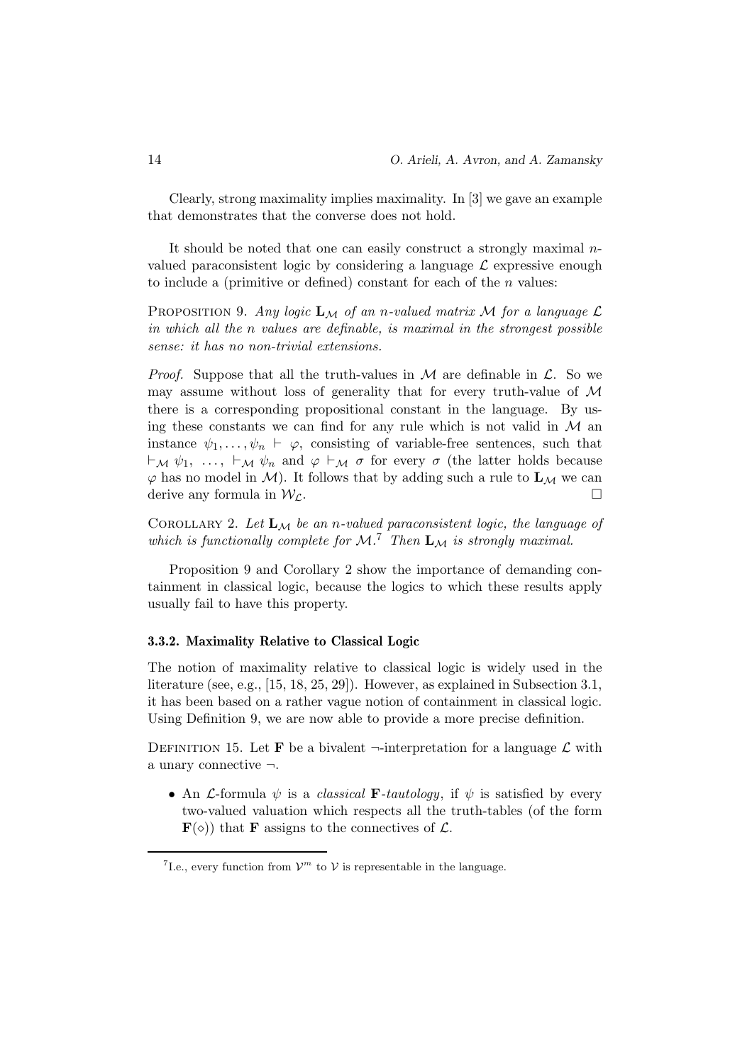Clearly, strong maximality implies maximality. In [3] we gave an example that demonstrates that the converse does not hold.

It should be noted that one can easily construct a strongly maximal $n$-valued paraconsistent logic by considering a language $\mathcal{L}$ expressive enough to include a (primitive or defined) constant for each of the $n$ values:

Proposition 9. *Any logic $\mathbf{L}_{\mathcal{M}}$ of an $n$-valued matrix $\mathcal{M}$ for a language $\mathcal{L}$ in which all the $n$ values are definable, is maximal in the strongest possible sense: it has no non-trivial extensions.*

*Proof.* Suppose that all the truth-values in $\mathcal{M}$ are definable in $\mathcal{L}$. So we may assume without loss of generality that for every truth-value of $\mathcal{M}$ there is a corresponding propositional constant in the language. By using these constants we can find for any rule which is not valid in $\mathcal{M}$ an instance $\psi_1, \ldots, \psi_n \vdash \varphi$, consisting of variable-free sentences, such that $\vdash_{\mathcal{M}} \psi_1, \ \ldots, \ \vdash_{\mathcal{M}} \psi_n$ and $\varphi \vdash_{\mathcal{M}} \sigma$ for every $\sigma$ (the latter holds because $\varphi$ has no model in $\mathcal{M}$). It follows that by adding such a rule to $\mathbf{L}_{\mathcal{M}}$ we can derive any formula in $\mathcal{W}_{\mathcal{L}}$. □

Corollary 2. *Let $\mathbf{L}_{\mathcal{M}}$ be an $n$-valued paraconsistent logic, the language of which is functionally complete for $\mathcal{M}$.[7] Then $\mathbf{L}_{\mathcal{M}}$ is strongly maximal.*

Proposition 9 and Corollary 2 show the importance of demanding containment in classical logic, because the logics to which these results apply usually fail to have this property.

### 3.3.2. Maximality Relative to Classical Logic

The notion of maximality relative to classical logic is widely used in the literature (see, e.g., [15, 18, 25, 29]). However, as explained in Subsection 3.1, it has been based on a rather vague notion of containment in classical logic. Using Definition 9, we are now able to provide a more precise definition.

Definition 15. Let $\mathbf{F}$ be a bivalent $\neg$-interpretation for a language $\mathcal{L}$ with a unary connective $\neg$.

- An $\mathcal{L}$-formula $\psi$ is a *classical* $\mathbf{F}$*-tautology*, if $\psi$ is satisfied by every two-valued valuation which respects all the truth-tables (of the form $\mathbf{F}(\diamond)$) that $\mathbf{F}$ assigns to the connectives of $\mathcal{L}$.

[7] I.e., every function from $\mathcal{V}^m$ to $\mathcal{V}$ is representable in the language.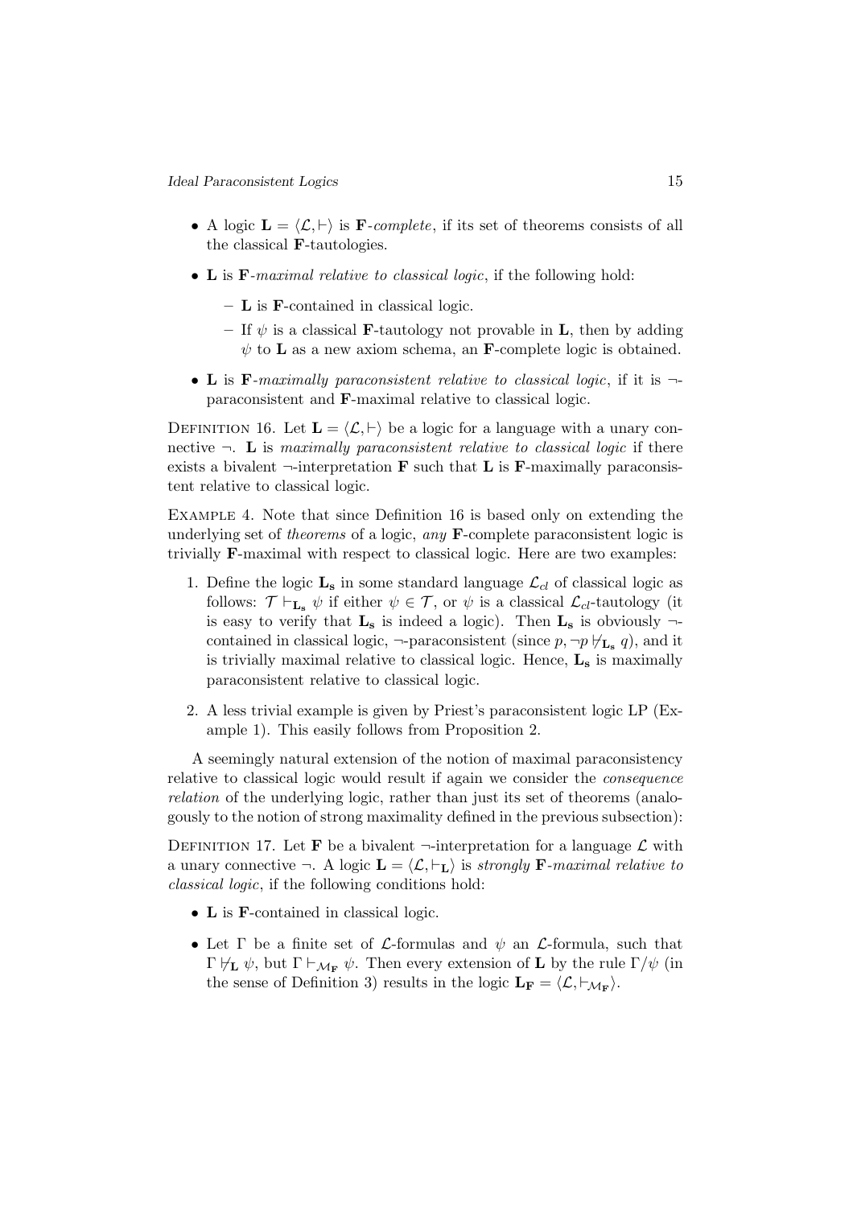- A logic $\mathbf{L} = \langle \mathcal{L}, \vdash \rangle$ is $\mathbf{F}$-*complete*, if its set of theorems consists of all the classical $\mathbf{F}$-tautologies.
- $\mathbf{L}$ is $\mathbf{F}$-*maximal relative to classical logic*, if the following hold:
  - $\mathbf{L}$ is $\mathbf{F}$-contained in classical logic.
  - If $\psi$ is a classical $\mathbf{F}$-tautology not provable in $\mathbf{L}$, then by adding $\psi$ to $\mathbf{L}$ as a new axiom schema, an $\mathbf{F}$-complete logic is obtained.
- $\mathbf{L}$ is $\mathbf{F}$-*maximally paraconsistent relative to classical logic*, if it is $\neg$-paraconsistent and $\mathbf{F}$-maximal relative to classical logic.

Definition 16. Let $\mathbf{L} = \langle \mathcal{L}, \vdash \rangle$ be a logic for a language with a unary connective $\neg$. $\mathbf{L}$ is *maximally paraconsistent relative to classical logic* if there exists a bivalent $\neg$-interpretation $\mathbf{F}$ such that $\mathbf{L}$ is $\mathbf{F}$-maximally paraconsistent relative to classical logic.

Example 4. Note that since Definition 16 is based only on extending the underlying set of *theorems* of a logic, *any* $\mathbf{F}$-complete paraconsistent logic is trivially $\mathbf{F}$-maximal with respect to classical logic. Here are two examples:

1. Define the logic $\mathbf{L_s}$ in some standard language $\mathcal{L}_{cl}$ of classical logic as follows: $\mathcal{T} \vdash_{\mathbf{L_s}} \psi$ if either $\psi \in \mathcal{T}$, or $\psi$ is a classical $\mathcal{L}_{cl}$-tautology (it is easy to verify that $\mathbf{L_s}$ is indeed a logic). Then $\mathbf{L_s}$ is obviously $\neg$-contained in classical logic, $\neg$-paraconsistent (since $p, \neg p \nvdash_{\mathbf{L_s}} q$), and it is trivially maximal relative to classical logic. Hence, $\mathbf{L_s}$ is maximally paraconsistent relative to classical logic.
2. A less trivial example is given by Priest's paraconsistent logic LP (Example 1). This easily follows from Proposition 2.

A seemingly natural extension of the notion of maximal paraconsistency relative to classical logic would result if again we consider the *consequence relation* of the underlying logic, rather than just its set of theorems (analogously to the notion of strong maximality defined in the previous subsection):

Definition 17. Let $\mathbf{F}$ be a bivalent $\neg$-interpretation for a language $\mathcal{L}$ with a unary connective $\neg$. A logic $\mathbf{L} = \langle \mathcal{L}, \vdash_{\mathbf{L}} \rangle$ is *strongly* $\mathbf{F}$-*maximal relative to classical logic*, if the following conditions hold:

- $\mathbf{L}$ is $\mathbf{F}$-contained in classical logic.
- Let $\Gamma$ be a finite set of $\mathcal{L}$-formulas and $\psi$ an $\mathcal{L}$-formula, such that $\Gamma \nvdash_{\mathbf{L}} \psi$, but $\Gamma \vdash_{\mathcal{M}_{\mathbf{F}}} \psi$. Then every extension of $\mathbf{L}$ by the rule $\Gamma/\psi$ (in the sense of Definition 3) results in the logic $\mathbf{L_F} = \langle \mathcal{L}, \vdash_{\mathcal{M}_{\mathbf{F}}} \rangle$.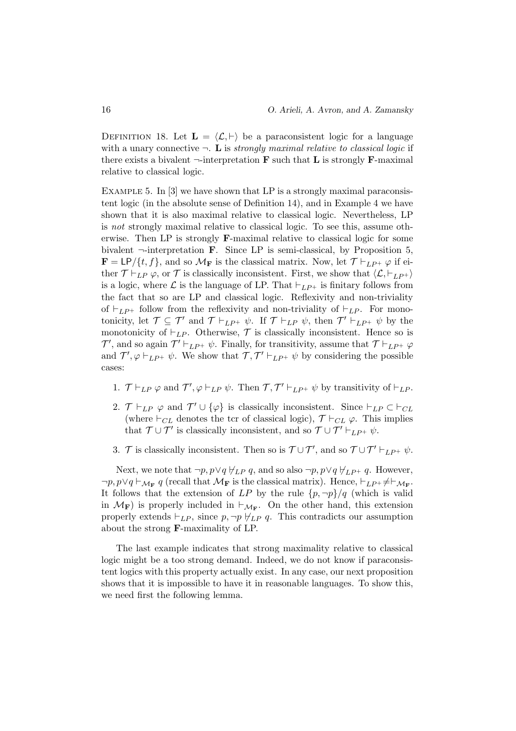DEFINITION 18. Let $\mathbf{L} = \langle \mathcal{L}, \vdash \rangle$ be a paraconsistent logic for a language with a unary connective $\neg$. $\mathbf{L}$ is *strongly maximal relative to classical logic* if there exists a bivalent $\neg$-interpretation $\mathbf{F}$ such that $\mathbf{L}$ is strongly $\mathbf{F}$-maximal relative to classical logic.

EXAMPLE 5. In [3] we have shown that LP is a strongly maximal paraconsistent logic (in the absolute sense of Definition 14), and in Example 4 we have shown that it is also maximal relative to classical logic. Nevertheless, LP is *not* strongly maximal relative to classical logic. To see this, assume otherwise. Then LP is strongly $\mathbf{F}$-maximal relative to classical logic for some bivalent $\neg$-interpretation $\mathbf{F}$. Since LP is semi-classical, by Proposition 5, $\mathbf{F} = \mathsf{LP}/\{t, f\}$, and so $\mathcal{M}_{\mathbf{F}}$ is the classical matrix. Now, let $\mathcal{T} \vdash_{LP^+} \varphi$ if either $\mathcal{T} \vdash_{LP} \varphi$, or $\mathcal{T}$ is classically inconsistent. First, we show that $\langle \mathcal{L}, \vdash_{LP^+} \rangle$ is a logic, where $\mathcal{L}$ is the language of LP. That $\vdash_{LP^+}$ is finitary follows from the fact that so are LP and classical logic. Reflexivity and non-triviality of $\vdash_{LP^+}$ follow from the reflexivity and non-triviality of $\vdash_{LP}$. For monotonicity, let $\mathcal{T} \subseteq \mathcal{T}'$ and $\mathcal{T} \vdash_{LP^+} \psi$. If $\mathcal{T} \vdash_{LP} \psi$, then $\mathcal{T}' \vdash_{LP^+} \psi$ by the monotonicity of $\vdash_{LP}$. Otherwise, $\mathcal{T}$ is classically inconsistent. Hence so is $\mathcal{T}'$, and so again $\mathcal{T}' \vdash_{LP^+} \psi$. Finally, for transitivity, assume that $\mathcal{T} \vdash_{LP^+} \varphi$ and $\mathcal{T}', \varphi \vdash_{LP^+} \psi$. We show that $\mathcal{T}, \mathcal{T}' \vdash_{LP^+} \psi$ by considering the possible cases:

1. $\mathcal{T} \vdash_{LP} \varphi$ and $\mathcal{T}', \varphi \vdash_{LP} \psi$. Then $\mathcal{T}, \mathcal{T}' \vdash_{LP^+} \psi$ by transitivity of $\vdash_{LP}$.

2. $\mathcal{T} \vdash_{LP} \varphi$ and $\mathcal{T}' \cup \{\varphi\}$ is classically inconsistent. Since $\vdash_{LP} \subset \vdash_{CL}$ (where $\vdash_{CL}$ denotes the tcr of classical logic), $\mathcal{T} \vdash_{CL} \varphi$. This implies that $\mathcal{T} \cup \mathcal{T}'$ is classically inconsistent, and so $\mathcal{T} \cup \mathcal{T}' \vdash_{LP^+} \psi$.

3. $\mathcal{T}$ is classically inconsistent. Then so is $\mathcal{T} \cup \mathcal{T}'$, and so $\mathcal{T} \cup \mathcal{T}' \vdash_{LP^+} \psi$.

Next, we note that $\neg p, p \vee q \not\vdash_{LP} q$, and so also $\neg p, p \vee q \not\vdash_{LP^+} q$. However, $\neg p, p \vee q \vdash_{\mathcal{M}_{\mathbf{F}}} q$ (recall that $\mathcal{M}_{\mathbf{F}}$ is the classical matrix). Hence, $\vdash_{LP^+} \neq \vdash_{\mathcal{M}_{\mathbf{F}}}$. It follows that the extension of $LP$ by the rule $\{p, \neg p\}/q$ (which is valid in $\mathcal{M}_{\mathbf{F}}$) is properly included in $\vdash_{\mathcal{M}_{\mathbf{F}}}$. On the other hand, this extension properly extends $\vdash_{LP}$, since $p, \neg p \not\vdash_{LP} q$. This contradicts our assumption about the strong $\mathbf{F}$-maximality of LP.

The last example indicates that strong maximality relative to classical logic might be a too strong demand. Indeed, we do not know if paraconsistent logics with this property actually exist. In any case, our next proposition shows that it is impossible to have it in reasonable languages. To show this, we need first the following lemma.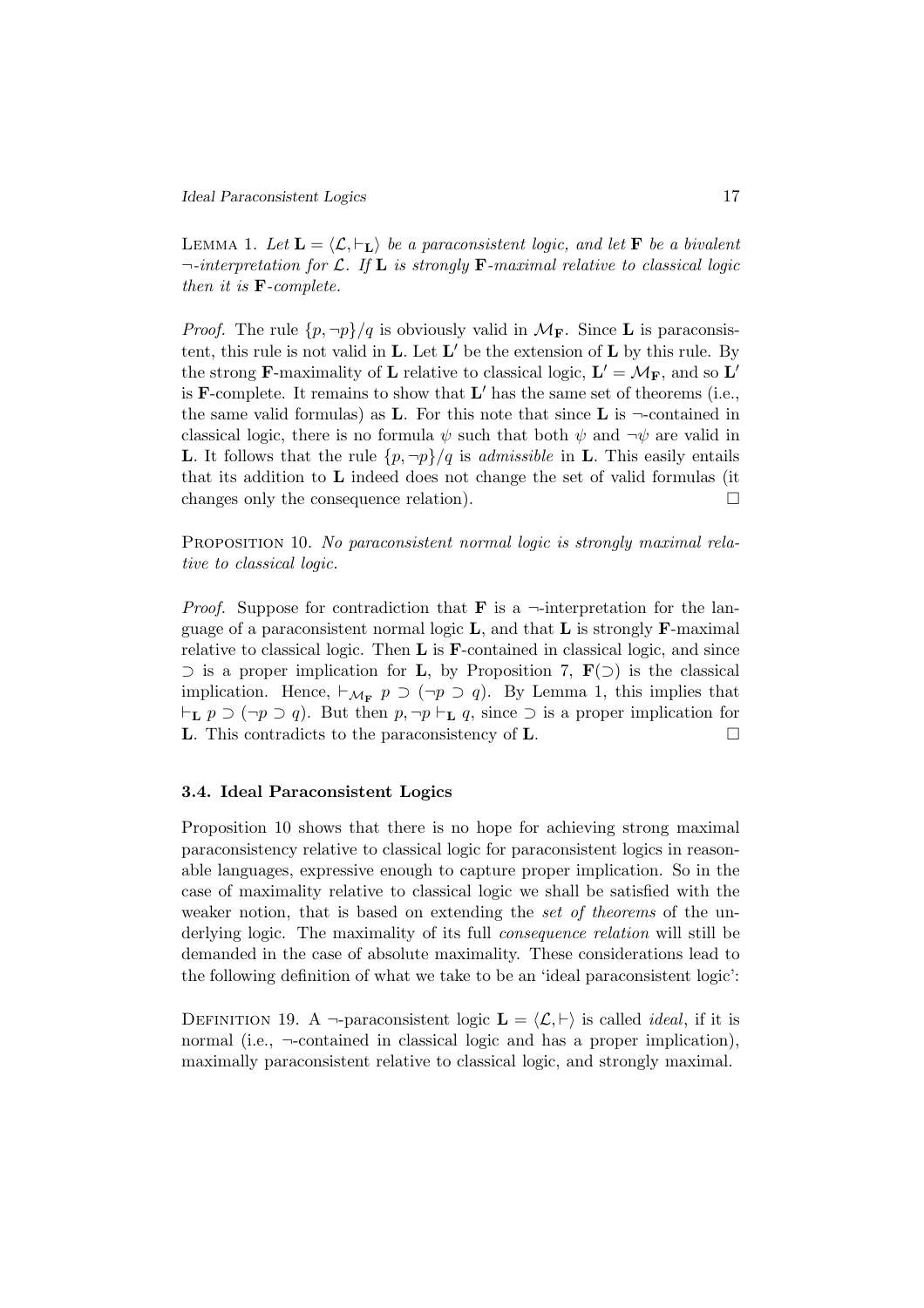Lemma 1. *Let $\mathbf{L} = \langle \mathcal{L}, \vdash_{\mathbf{L}} \rangle$ be a paraconsistent logic, and let $\mathbf{F}$ be a bivalent $\neg$-interpretation for $\mathcal{L}$. If $\mathbf{L}$ is strongly $\mathbf{F}$-maximal relative to classical logic then it is $\mathbf{F}$-complete.*

*Proof.* The rule $\{p, \neg p\}/q$ is obviously valid in $\mathcal{M}_{\mathbf{F}}$. Since $\mathbf{L}$ is paraconsistent, this rule is not valid in $\mathbf{L}$. Let $\mathbf{L}'$ be the extension of $\mathbf{L}$ by this rule. By the strong $\mathbf{F}$-maximality of $\mathbf{L}$ relative to classical logic, $\mathbf{L}' = \mathcal{M}_{\mathbf{F}}$, and so $\mathbf{L}'$ is $\mathbf{F}$-complete. It remains to show that $\mathbf{L}'$ has the same set of theorems (i.e., the same valid formulas) as $\mathbf{L}$. For this note that since $\mathbf{L}$ is $\neg$-contained in classical logic, there is no formula $\psi$ such that both $\psi$ and $\neg\psi$ are valid in $\mathbf{L}$. It follows that the rule $\{p, \neg p\}/q$ is *admissible* in $\mathbf{L}$. This easily entails that its addition to $\mathbf{L}$ indeed does not change the set of valid formulas (it changes only the consequence relation). □

Proposition 10. *No paraconsistent normal logic is strongly maximal relative to classical logic.*

*Proof.* Suppose for contradiction that $\mathbf{F}$ is a $\neg$-interpretation for the language of a paraconsistent normal logic $\mathbf{L}$, and that $\mathbf{L}$ is strongly $\mathbf{F}$-maximal relative to classical logic. Then $\mathbf{L}$ is $\mathbf{F}$-contained in classical logic, and since $\supset$ is a proper implication for $\mathbf{L}$, by Proposition 7, $\mathbf{F}(\supset)$ is the classical implication. Hence, $\vdash_{\mathcal{M}_{\mathbf{F}}} p \supset (\neg p \supset q)$. By Lemma 1, this implies that $\vdash_{\mathbf{L}} p \supset (\neg p \supset q)$. But then $p, \neg p \vdash_{\mathbf{L}} q$, since $\supset$ is a proper implication for $\mathbf{L}$. This contradicts to the paraconsistency of $\mathbf{L}$. □

### 3.4. Ideal Paraconsistent Logics

Proposition 10 shows that there is no hope for achieving strong maximal paraconsistency relative to classical logic for paraconsistent logics in reasonable languages, expressive enough to capture proper implication. So in the case of maximality relative to classical logic we shall be satisfied with the weaker notion, that is based on extending the *set of theorems* of the underlying logic. The maximality of its full *consequence relation* will still be demanded in the case of absolute maximality. These considerations lead to the following definition of what we take to be an 'ideal paraconsistent logic':

Definition 19. A $\neg$-paraconsistent logic $\mathbf{L} = \langle \mathcal{L}, \vdash \rangle$ is called *ideal*, if it is normal (i.e., $\neg$-contained in classical logic and has a proper implication), maximally paraconsistent relative to classical logic, and strongly maximal.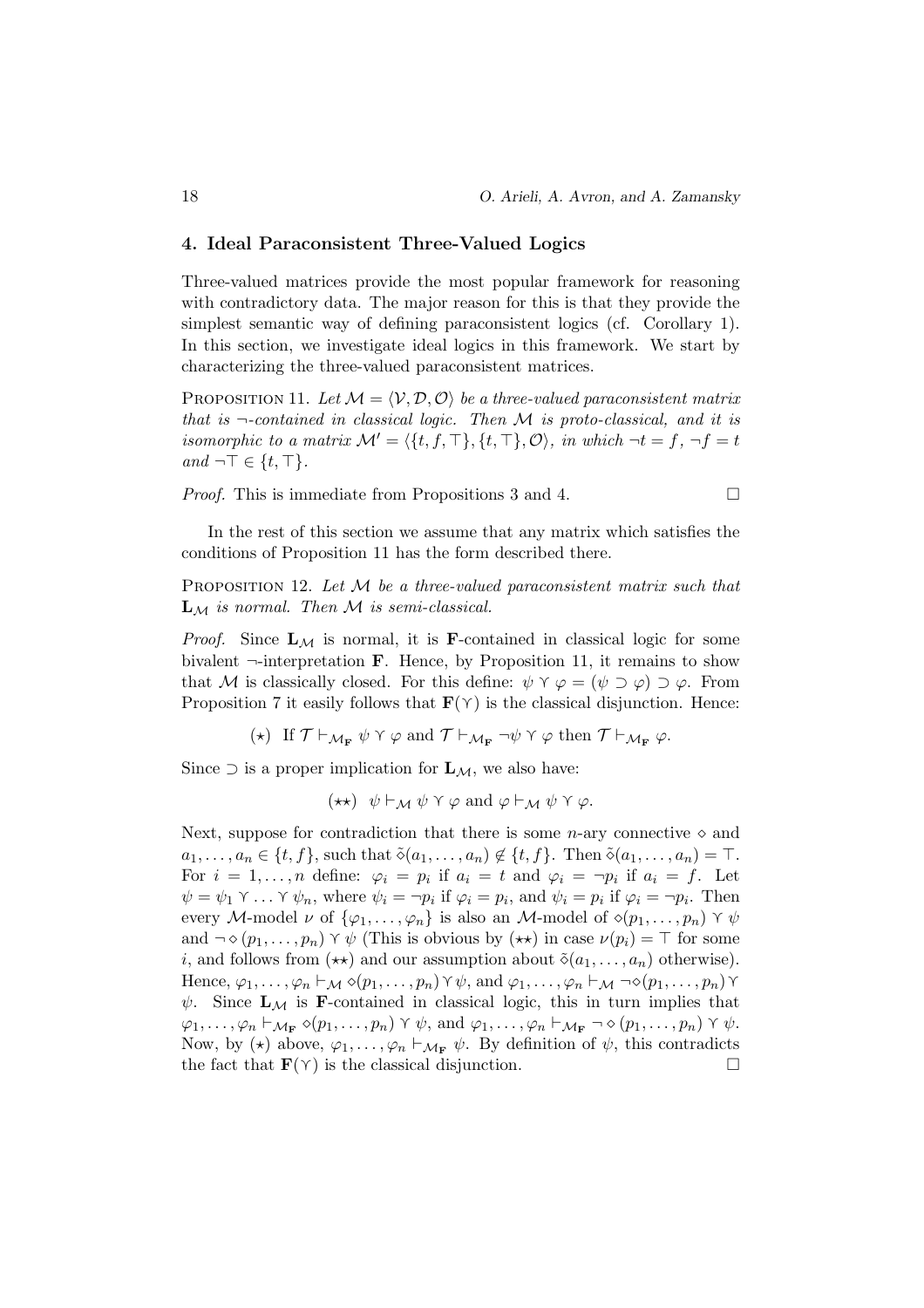## 4. Ideal Paraconsistent Three-Valued Logics

Three-valued matrices provide the most popular framework for reasoning with contradictory data. The major reason for this is that they provide the simplest semantic way of defining paraconsistent logics (cf. Corollary 1). In this section, we investigate ideal logics in this framework. We start by characterizing the three-valued paraconsistent matrices.

PROPOSITION 11. *Let $\mathcal{M} = \langle \mathcal{V}, \mathcal{D}, \mathcal{O} \rangle$ be a three-valued paraconsistent matrix that is $\neg$-contained in classical logic. Then $\mathcal{M}$ is proto-classical, and it is isomorphic to a matrix $\mathcal{M}' = \langle \{t, f, \top\}, \{t, \top\}, \mathcal{O} \rangle$, in which $\neg t = f$, $\neg f = t$ and $\neg \top \in \{t, \top\}$.*

*Proof.* This is immediate from Propositions 3 and 4. $\square$

In the rest of this section we assume that any matrix which satisfies the conditions of Proposition 11 has the form described there.

PROPOSITION 12. *Let $\mathcal{M}$ be a three-valued paraconsistent matrix such that $\mathbf{L}_{\mathcal{M}}$ is normal. Then $\mathcal{M}$ is semi-classical.*

*Proof.* Since $\mathbf{L}_{\mathcal{M}}$ is normal, it is $\mathbf{F}$-contained in classical logic for some bivalent $\neg$-interpretation $\mathbf{F}$. Hence, by Proposition 11, it remains to show that $\mathcal{M}$ is classically closed. For this define: $\psi \curlyvee \varphi = (\psi \supset \varphi) \supset \varphi$. From Proposition 7 it easily follows that $\mathbf{F}(\curlyvee)$ is the classical disjunction. Hence:

$$(\star) \;\; \text{If } \mathcal{T} \vdash_{\mathcal{M}_{\mathbf{F}}} \psi \curlyvee \varphi \text{ and } \mathcal{T} \vdash_{\mathcal{M}_{\mathbf{F}}} \neg\psi \curlyvee \varphi \text{ then } \mathcal{T} \vdash_{\mathcal{M}_{\mathbf{F}}} \varphi.$$

Since $\supset$ is a proper implication for $\mathbf{L}_{\mathcal{M}}$, we also have:

$$(\star\star) \;\; \psi \vdash_{\mathcal{M}} \psi \curlyvee \varphi \text{ and } \varphi \vdash_{\mathcal{M}} \psi \curlyvee \varphi.$$

Next, suppose for contradiction that there is some $n$-ary connective $\diamond$ and $a_1, \ldots, a_n \in \{t, f\}$, such that $\tilde{\diamond}(a_1, \ldots, a_n) \notin \{t, f\}$. Then $\tilde{\diamond}(a_1, \ldots, a_n) = \top$. For $i = 1, \ldots, n$ define: $\varphi_i = p_i$ if $a_i = t$ and $\varphi_i = \neg p_i$ if $a_i = f$. Let $\psi = \psi_1 \curlyvee \ldots \curlyvee \psi_n$, where $\psi_i = \neg p_i$ if $\varphi_i = p_i$, and $\psi_i = p_i$ if $\varphi_i = \neg p_i$. Then every $\mathcal{M}$-model $\nu$ of $\{\varphi_1, \ldots, \varphi_n\}$ is also an $\mathcal{M}$-model of $\diamond(p_1, \ldots, p_n) \curlyvee \psi$ and $\neg \diamond (p_1, \ldots, p_n) \curlyvee \psi$ (This is obvious by $(\star\star)$ in case $\nu(p_i) = \top$ for some $i$, and follows from $(\star\star)$ and our assumption about $\tilde{\diamond}(a_1, \ldots, a_n)$ otherwise). Hence, $\varphi_1, \ldots, \varphi_n \vdash_{\mathcal{M}} \diamond(p_1, \ldots, p_n) \curlyvee \psi$, and $\varphi_1, \ldots, \varphi_n \vdash_{\mathcal{M}} \neg\diamond(p_1, \ldots, p_n) \curlyvee \psi$. Since $\mathbf{L}_{\mathcal{M}}$ is $\mathbf{F}$-contained in classical logic, this in turn implies that $\varphi_1, \ldots, \varphi_n \vdash_{\mathcal{M}_{\mathbf{F}}} \diamond(p_1, \ldots, p_n) \curlyvee \psi$, and $\varphi_1, \ldots, \varphi_n \vdash_{\mathcal{M}_{\mathbf{F}}} \neg \diamond (p_1, \ldots, p_n) \curlyvee \psi$. Now, by $(\star)$ above, $\varphi_1, \ldots, \varphi_n \vdash_{\mathcal{M}_{\mathbf{F}}} \psi$. By definition of $\psi$, this contradicts the fact that $\mathbf{F}(\curlyvee)$ is the classical disjunction. $\square$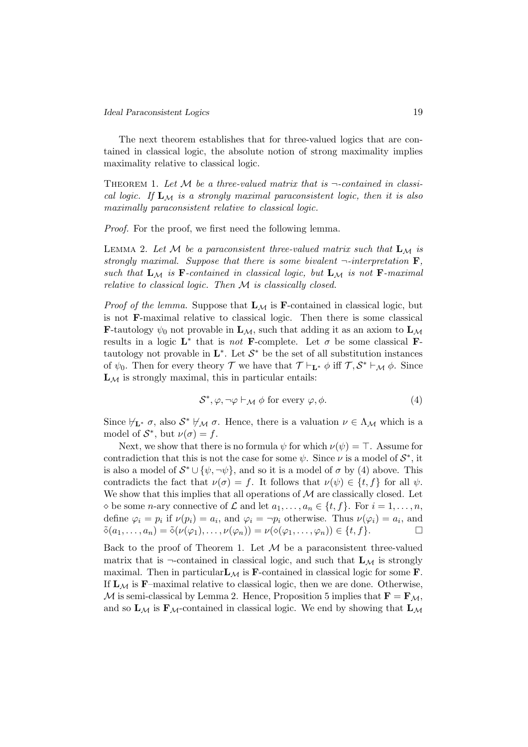The next theorem establishes that for three-valued logics that are contained in classical logic, the absolute notion of strong maximality implies maximality relative to classical logic.

THEOREM 1. *Let $\mathcal{M}$ be a three-valued matrix that is $\neg$-contained in classical logic. If $\mathbf{L}_\mathcal{M}$ is a strongly maximal paraconsistent logic, then it is also maximally paraconsistent relative to classical logic.*

*Proof.* For the proof, we first need the following lemma.

LEMMA 2. *Let $\mathcal{M}$ be a paraconsistent three-valued matrix such that $\mathbf{L}_\mathcal{M}$ is strongly maximal. Suppose that there is some bivalent $\neg$-interpretation $\mathbf{F}$, such that $\mathbf{L}_\mathcal{M}$ is $\mathbf{F}$-contained in classical logic, but $\mathbf{L}_\mathcal{M}$ is not $\mathbf{F}$-maximal relative to classical logic. Then $\mathcal{M}$ is classically closed.*

*Proof of the lemma.* Suppose that $\mathbf{L}_\mathcal{M}$ is $\mathbf{F}$-contained in classical logic, but is not $\mathbf{F}$-maximal relative to classical logic. Then there is some classical $\mathbf{F}$-tautology $\psi_0$ not provable in $\mathbf{L}_\mathcal{M}$, such that adding it as an axiom to $\mathbf{L}_\mathcal{M}$ results in a logic $\mathbf{L}^*$ that is *not* $\mathbf{F}$-complete. Let $\sigma$ be some classical $\mathbf{F}$-tautology not provable in $\mathbf{L}^*$. Let $\mathcal{S}^*$ be the set of all substitution instances of $\psi_0$. Then for every theory $\mathcal{T}$ we have that $\mathcal{T} \vdash_{\mathbf{L}^*} \phi$ iff $\mathcal{T}, \mathcal{S}^* \vdash_\mathcal{M} \phi$. Since $\mathbf{L}_\mathcal{M}$ is strongly maximal, this in particular entails:

$$\mathcal{S}^*, \varphi, \neg\varphi \vdash_\mathcal{M} \phi \text{ for every } \varphi, \phi. \tag{4}$$

Since $\not\vdash_{\mathbf{L}^*} \sigma$, also $\mathcal{S}^* \not\vdash_\mathcal{M} \sigma$. Hence, there is a valuation $\nu \in \Lambda_\mathcal{M}$ which is a model of $\mathcal{S}^*$, but $\nu(\sigma) = f$.

Next, we show that there is no formula $\psi$ for which $\nu(\psi) = \top$. Assume for contradiction that this is not the case for some $\psi$. Since $\nu$ is a model of $\mathcal{S}^*$, it is also a model of $\mathcal{S}^* \cup \{\psi, \neg\psi\}$, and so it is a model of $\sigma$ by (4) above. This contradicts the fact that $\nu(\sigma) = f$. It follows that $\nu(\psi) \in \{t, f\}$ for all $\psi$. We show that this implies that all operations of $\mathcal{M}$ are classically closed. Let $\diamond$ be some $n$-ary connective of $\mathcal{L}$ and let $a_1, \ldots, a_n \in \{t, f\}$. For $i = 1, \ldots, n$, define $\varphi_i = p_i$ if $\nu(p_i) = a_i$, and $\varphi_i = \neg p_i$ otherwise. Thus $\nu(\varphi_i) = a_i$, and $\tilde{\diamond}(a_1, \ldots, a_n) = \tilde{\diamond}(\nu(\varphi_1), \ldots, \nu(\varphi_n)) = \nu(\diamond(\varphi_1, \ldots, \varphi_n)) \in \{t, f\}$. □

Back to the proof of Theorem 1. Let $\mathcal{M}$ be a paraconsistent three-valued matrix that is $\neg$-contained in classical logic, and such that $\mathbf{L}_\mathcal{M}$ is strongly maximal. Then in particular$\mathbf{L}_\mathcal{M}$ is $\mathbf{F}$-contained in classical logic for some $\mathbf{F}$. If $\mathbf{L}_\mathcal{M}$ is $\mathbf{F}$–maximal relative to classical logic, then we are done. Otherwise, $\mathcal{M}$ is semi-classical by Lemma 2. Hence, Proposition 5 implies that $\mathbf{F} = \mathbf{F}_\mathcal{M}$, and so $\mathbf{L}_\mathcal{M}$ is $\mathbf{F}_\mathcal{M}$-contained in classical logic. We end by showing that $\mathbf{L}_\mathcal{M}$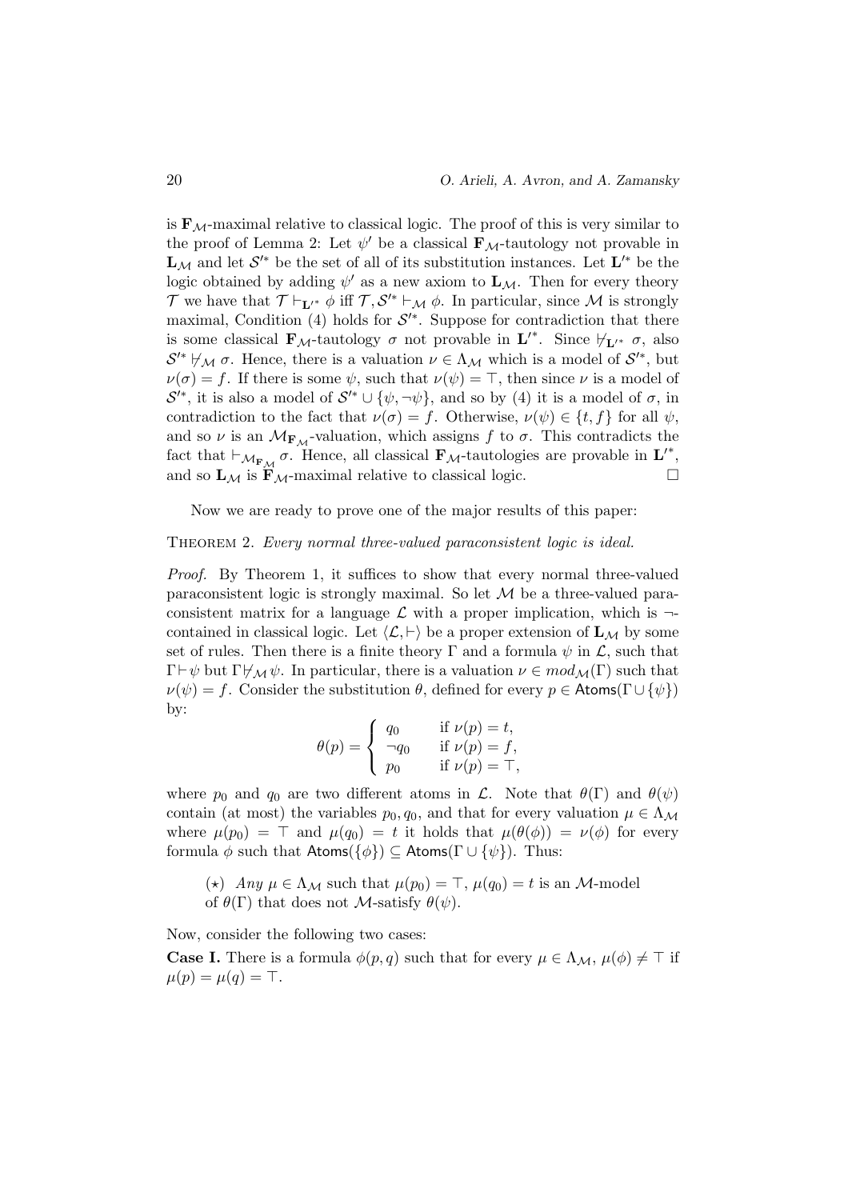is $\mathbf{F}_{\mathcal{M}}$-maximal relative to classical logic. The proof of this is very similar to the proof of Lemma 2: Let $\psi'$ be a classical $\mathbf{F}_{\mathcal{M}}$-tautology not provable in $\mathbf{L}_{\mathcal{M}}$ and let $\mathcal{S}'^{*}$ be the set of all of its substitution instances. Let $\mathbf{L}'^{*}$ be the logic obtained by adding $\psi'$ as a new axiom to $\mathbf{L}_{\mathcal{M}}$. Then for every theory $\mathcal{T}$ we have that $\mathcal{T} \vdash_{\mathbf{L}'^{*}} \phi$ iff $\mathcal{T}, \mathcal{S}'^{*} \vdash_{\mathcal{M}} \phi$. In particular, since $\mathcal{M}$ is strongly maximal, Condition (4) holds for $\mathcal{S}'^{*}$. Suppose for contradiction that there is some classical $\mathbf{F}_{\mathcal{M}}$-tautology $\sigma$ not provable in $\mathbf{L}'^{*}$. Since $\not\vdash_{\mathbf{L}'^{*}} \sigma$, also $\mathcal{S}'^{*} \not\vdash_{\mathcal{M}} \sigma$. Hence, there is a valuation $\nu \in \Lambda_{\mathcal{M}}$ which is a model of $\mathcal{S}'^{*}$, but $\nu(\sigma) = f$. If there is some $\psi$, such that $\nu(\psi) = \top$, then since $\nu$ is a model of $\mathcal{S}'^{*}$, it is also a model of $\mathcal{S}'^{*} \cup \{\psi, \neg\psi\}$, and so by (4) it is a model of $\sigma$, in contradiction to the fact that $\nu(\sigma) = f$. Otherwise, $\nu(\psi) \in \{t, f\}$ for all $\psi$, and so $\nu$ is an $\mathcal{M}_{\mathbf{F}_{\mathcal{M}}}$-valuation, which assigns $f$ to $\sigma$. This contradicts the fact that $\vdash_{\mathcal{M}_{\mathbf{F}_{\mathcal{M}}}} \sigma$. Hence, all classical $\mathbf{F}_{\mathcal{M}}$-tautologies are provable in $\mathbf{L}'^{*}$, and so $\mathbf{L}_{\mathcal{M}}$ is $\mathbf{F}_{\mathcal{M}}$-maximal relative to classical logic. $\square$

Now we are ready to prove one of the major results of this paper:

THEOREM 2. *Every normal three-valued paraconsistent logic is ideal.*

*Proof.* By Theorem 1, it suffices to show that every normal three-valued paraconsistent logic is strongly maximal. So let $\mathcal{M}$ be a three-valued paraconsistent matrix for a language $\mathcal{L}$ with a proper implication, which is $\neg$-contained in classical logic. Let $\langle \mathcal{L}, \vdash \rangle$ be a proper extension of $\mathbf{L}_{\mathcal{M}}$ by some set of rules. Then there is a finite theory $\Gamma$ and a formula $\psi$ in $\mathcal{L}$, such that $\Gamma \vdash \psi$ but $\Gamma \not\vdash_{\mathcal{M}} \psi$. In particular, there is a valuation $\nu \in mod_{\mathcal{M}}(\Gamma)$ such that $\nu(\psi) = f$. Consider the substitution $\theta$, defined for every $p \in \mathsf{Atoms}(\Gamma \cup \{\psi\})$ by:

$$\theta(p) = \begin{cases} q_0 & \text{if } \nu(p) = t, \\ \neg q_0 & \text{if } \nu(p) = f, \\ p_0 & \text{if } \nu(p) = \top, \end{cases}$$

where $p_0$ and $q_0$ are two different atoms in $\mathcal{L}$. Note that $\theta(\Gamma)$ and $\theta(\psi)$ contain (at most) the variables $p_0, q_0$, and that for every valuation $\mu \in \Lambda_{\mathcal{M}}$ where $\mu(p_0) = \top$ and $\mu(q_0) = t$ it holds that $\mu(\theta(\phi)) = \nu(\phi)$ for every formula $\phi$ such that $\mathsf{Atoms}(\{\phi\}) \subseteq \mathsf{Atoms}(\Gamma \cup \{\psi\})$. Thus:

($\star$) *Any* $\mu \in \Lambda_{\mathcal{M}}$ such that $\mu(p_0) = \top$, $\mu(q_0) = t$ is an $\mathcal{M}$-model of $\theta(\Gamma)$ that does not $\mathcal{M}$-satisfy $\theta(\psi)$.

Now, consider the following two cases:

**Case I.** There is a formula $\phi(p, q)$ such that for every $\mu \in \Lambda_{\mathcal{M}}$, $\mu(\phi) \neq \top$ if $\mu(p) = \mu(q) = \top$.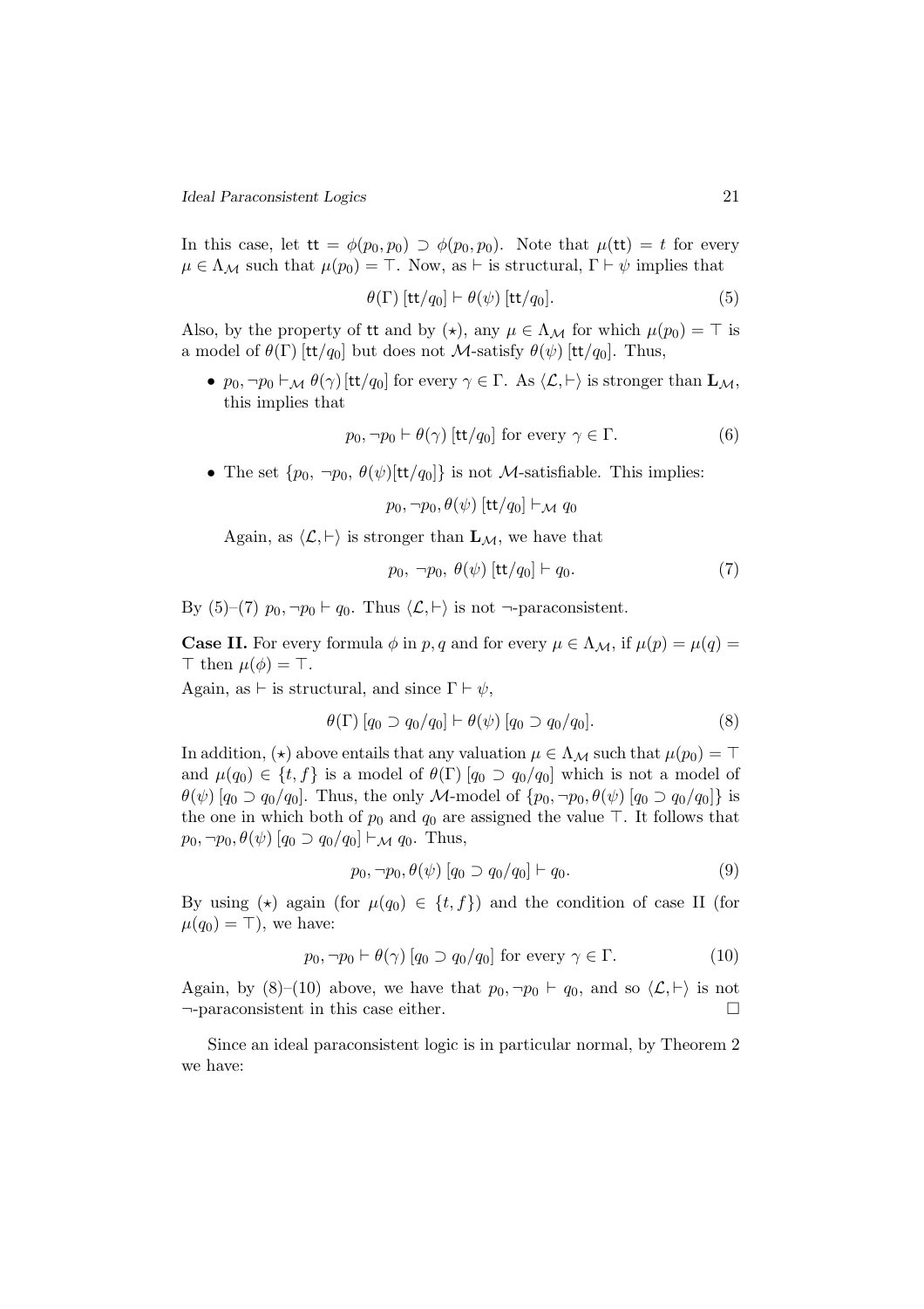In this case, let $\mathsf{tt} = \phi(p_0, p_0) \supset \phi(p_0, p_0)$. Note that $\mu(\mathsf{tt}) = t$ for every $\mu \in \Lambda_{\mathcal{M}}$ such that $\mu(p_0) = \top$. Now, as $\vdash$ is structural, $\Gamma \vdash \psi$ implies that

$$\theta(\Gamma)\,[\mathsf{tt}/q_0] \vdash \theta(\psi)\,[\mathsf{tt}/q_0]. \tag{5}$$

Also, by the property of $\mathsf{tt}$ and by $(\star)$, any $\mu \in \Lambda_{\mathcal{M}}$ for which $\mu(p_0) = \top$ is a model of $\theta(\Gamma)\,[\mathsf{tt}/q_0]$ but does not $\mathcal{M}$-satisfy $\theta(\psi)\,[\mathsf{tt}/q_0]$. Thus,

- $p_0, \neg p_0 \vdash_{\mathcal{M}} \theta(\gamma)\,[\mathsf{tt}/q_0]$ for every $\gamma \in \Gamma$. As $\langle \mathcal{L}, \vdash \rangle$ is stronger than $\mathbf{L}_{\mathcal{M}}$, this implies that

$$p_0, \neg p_0 \vdash \theta(\gamma)\,[\mathsf{tt}/q_0] \text{ for every } \gamma \in \Gamma. \tag{6}$$

- The set $\{p_0,\ \neg p_0,\ \theta(\psi)[\mathsf{tt}/q_0]\}$ is not $\mathcal{M}$-satisfiable. This implies:

$$p_0, \neg p_0, \theta(\psi)\,[\mathsf{tt}/q_0] \vdash_{\mathcal{M}} q_0$$

Again, as $\langle \mathcal{L}, \vdash \rangle$ is stronger than $\mathbf{L}_{\mathcal{M}}$, we have that

$$p_0,\ \neg p_0,\ \theta(\psi)\,[\mathsf{tt}/q_0] \vdash q_0. \tag{7}$$

By (5)–(7) $p_0, \neg p_0 \vdash q_0$. Thus $\langle \mathcal{L}, \vdash \rangle$ is not $\neg$-paraconsistent.

**Case II.** For every formula $\phi$ in $p, q$ and for every $\mu \in \Lambda_{\mathcal{M}}$, if $\mu(p) = \mu(q) = \top$ then $\mu(\phi) = \top$.

Again, as $\vdash$ is structural, and since $\Gamma \vdash \psi$,

$$\theta(\Gamma)\,[q_0 \supset q_0/q_0] \vdash \theta(\psi)\,[q_0 \supset q_0/q_0]. \tag{8}$$

In addition, $(\star)$ above entails that any valuation $\mu \in \Lambda_{\mathcal{M}}$ such that $\mu(p_0) = \top$ and $\mu(q_0) \in \{t, f\}$ is a model of $\theta(\Gamma)\,[q_0 \supset q_0/q_0]$ which is not a model of $\theta(\psi)\,[q_0 \supset q_0/q_0]$. Thus, the only $\mathcal{M}$-model of $\{p_0, \neg p_0, \theta(\psi)\,[q_0 \supset q_0/q_0]\}$ is the one in which both of $p_0$ and $q_0$ are assigned the value $\top$. It follows that $p_0, \neg p_0, \theta(\psi)\,[q_0 \supset q_0/q_0] \vdash_{\mathcal{M}} q_0$. Thus,

$$p_0, \neg p_0, \theta(\psi)\,[q_0 \supset q_0/q_0] \vdash q_0. \tag{9}$$

By using $(\star)$ again (for $\mu(q_0) \in \{t, f\}$) and the condition of case II (for $\mu(q_0) = \top$), we have:

$$p_0, \neg p_0 \vdash \theta(\gamma)\,[q_0 \supset q_0/q_0] \text{ for every } \gamma \in \Gamma. \tag{10}$$

Again, by (8)–(10) above, we have that $p_0, \neg p_0 \vdash q_0$, and so $\langle \mathcal{L}, \vdash \rangle$ is not $\neg$-paraconsistent in this case either. $\square$

Since an ideal paraconsistent logic is in particular normal, by Theorem 2 we have: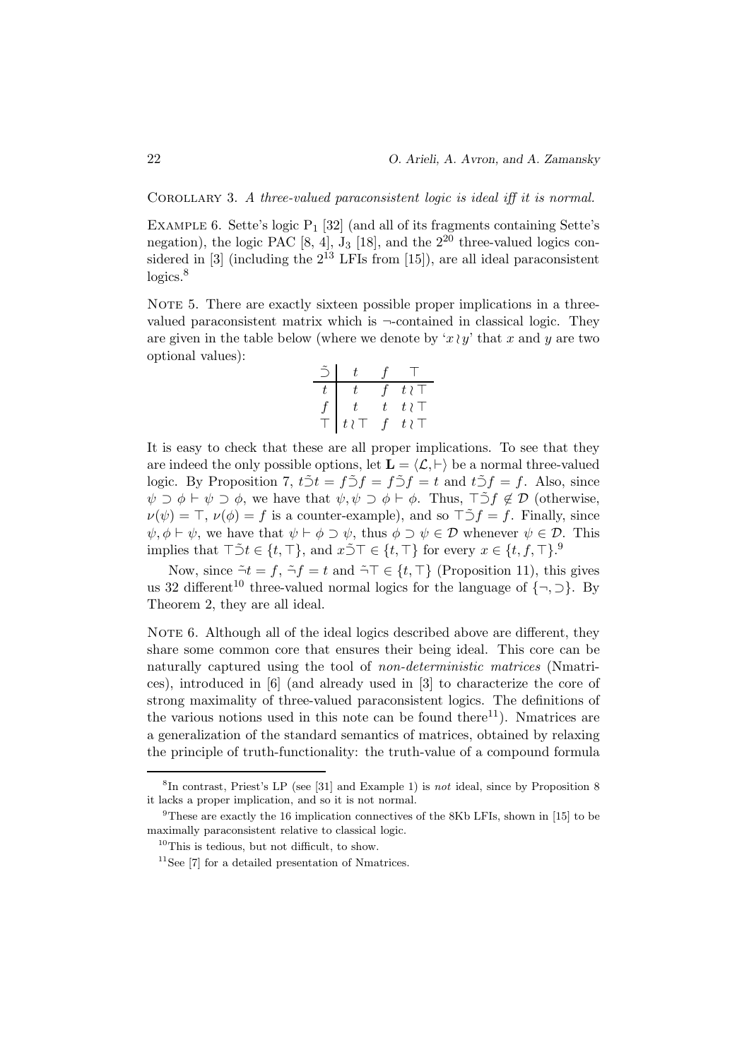Corollary 3. *A three-valued paraconsistent logic is ideal iff it is normal.*

Example 6. Sette's logic $P_1$ [32] (and all of its fragments containing Sette's negation), the logic PAC [8, 4], $J_3$ [18], and the $2^{20}$ three-valued logics considered in [3] (including the $2^{13}$ LFIs from [15]), are all ideal paraconsistent logics.[8]

Note 5. There are exactly sixteen possible proper implications in a three-valued paraconsistent matrix which is $\neg$-contained in classical logic. They are given in the table below (where we denote by '$x \wr y$' that $x$ and $y$ are two optional values):

| $\tilde{\supset}$ | $t$ | $f$ | $\top$ |
|---|---|---|---|
| $t$ | $t$ | $f$ | $t \wr \top$ |
| $f$ | $t$ | $t$ | $t \wr \top$ |
| $\top$ | $t \wr \top$ | $f$ | $t \wr \top$ |

It is easy to check that these are all proper implications. To see that they are indeed the only possible options, let $\mathbf{L} = \langle \mathcal{L}, \vdash \rangle$ be a normal three-valued logic. By Proposition 7, $t \tilde{\supset} t = f \tilde{\supset} f = f \tilde{\supset} f = t$ and $t \tilde{\supset} f = f$. Also, since $\psi \supset \phi \vdash \psi \supset \phi$, we have that $\psi, \psi \supset \phi \vdash \phi$. Thus, $\top \tilde{\supset} f \notin \mathcal{D}$ (otherwise, $\nu(\psi) = \top$, $\nu(\phi) = f$ is a counter-example), and so $\top \tilde{\supset} f = f$. Finally, since $\psi, \phi \vdash \psi$, we have that $\psi \vdash \phi \supset \psi$, thus $\phi \supset \psi \in \mathcal{D}$ whenever $\psi \in \mathcal{D}$. This implies that $\top \tilde{\supset} t \in \{t, \top\}$, and $x \tilde{\supset} \top \in \{t, \top\}$ for every $x \in \{t, f, \top\}$.[9]

Now, since $\tilde{\neg} t = f$, $\tilde{\neg} f = t$ and $\tilde{\neg} \top \in \{t, \top\}$ (Proposition 11), this gives us 32 different[10] three-valued normal logics for the language of $\{\neg, \supset\}$. By Theorem 2, they are all ideal.

Note 6. Although all of the ideal logics described above are different, they share some common core that ensures their being ideal. This core can be naturally captured using the tool of *non-deterministic matrices* (Nmatrices), introduced in [6] (and already used in [3] to characterize the core of strong maximality of three-valued paraconsistent logics. The definitions of the various notions used in this note can be found there[11]). Nmatrices are a generalization of the standard semantics of matrices, obtained by relaxing the principle of truth-functionality: the truth-value of a compound formula

---

[8] In contrast, Priest's LP (see [31] and Example 1) is *not* ideal, since by Proposition 8 it lacks a proper implication, and so it is not normal.

[9] These are exactly the 16 implication connectives of the 8Kb LFIs, shown in [15] to be maximally paraconsistent relative to classical logic.

[10] This is tedious, but not difficult, to show.

[11] See [7] for a detailed presentation of Nmatrices.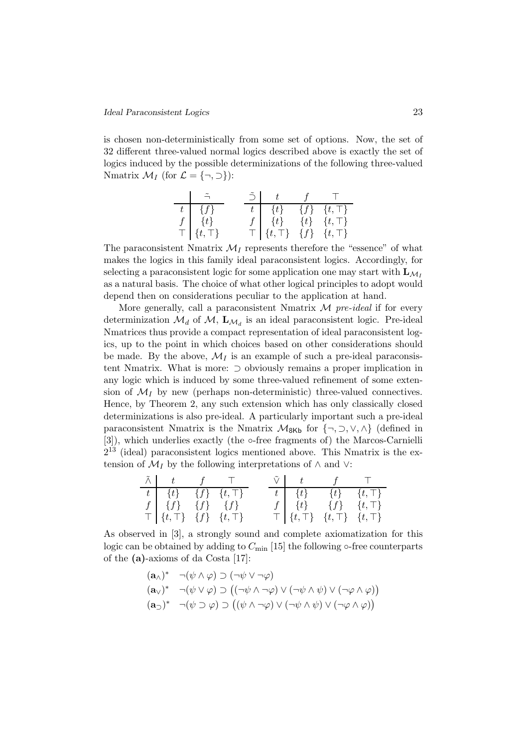is chosen non-deterministically from some set of options. Now, the set of 32 different three-valued normal logics described above is exactly the set of logics induced by the possible determinizations of the following three-valued Nmatrix $\mathcal{M}_I$ (for $\mathcal{L} = \{\neg, \supset\}$):

|  | $\tilde{\neg}$ |
|---|---|
| $t$ | $\{f\}$ |
| $f$ | $\{t\}$ |
| $\top$ | $\{t, \top\}$ |

| $\tilde{\supset}$ | $t$ | $f$ | $\top$ |
|---|---|---|---|
| $t$ | $\{t\}$ | $\{f\}$ | $\{t, \top\}$ |
| $f$ | $\{t\}$ | $\{t\}$ | $\{t, \top\}$ |
| $\top$ | $\{t, \top\}$ | $\{f\}$ | $\{t, \top\}$ |

The paraconsistent Nmatrix $\mathcal{M}_I$ represents therefore the "essence" of what makes the logics in this family ideal paraconsistent logics. Accordingly, for selecting a paraconsistent logic for some application one may start with $\mathbf{L}_{\mathcal{M}_I}$ as a natural basis. The choice of what other logical principles to adopt would depend then on considerations peculiar to the application at hand.

More generally, call a paraconsistent Nmatrix $\mathcal{M}$ *pre-ideal* if for every determinization $\mathcal{M}_d$ of $\mathcal{M}$, $\mathbf{L}_{\mathcal{M}_d}$ is an ideal paraconsistent logic. Pre-ideal Nmatrices thus provide a compact representation of ideal paraconsistent logics, up to the point in which choices based on other considerations should be made. By the above, $\mathcal{M}_I$ is an example of such a pre-ideal paraconsistent Nmatrix. What is more: $\supset$ obviously remains a proper implication in any logic which is induced by some three-valued refinement of some extension of $\mathcal{M}_I$ by new (perhaps non-deterministic) three-valued connectives. Hence, by Theorem 2, any such extension which has only classically closed determinizations is also pre-ideal. A particularly important such a pre-ideal paraconsistent Nmatrix is the Nmatrix $\mathcal{M}_{\mathsf{8Kb}}$ for $\{\neg, \supset, \vee, \wedge\}$ (defined in [3]), which underlies exactly (the $\circ$-free fragments of) the Marcos-Carnielli $2^{13}$ (ideal) paraconsistent logics mentioned above. This Nmatrix is the extension of $\mathcal{M}_I$ by the following interpretations of $\wedge$ and $\vee$:

| $\tilde{\wedge}$ | $t$ | $f$ | $\top$ |
|---|---|---|---|
| $t$ | $\{t\}$ | $\{f\}$ | $\{t, \top\}$ |
| $f$ | $\{f\}$ | $\{f\}$ | $\{f\}$ |
| $\top$ | $\{t, \top\}$ | $\{f\}$ | $\{t, \top\}$ |

| $\tilde{\vee}$ | $t$ | $f$ | $\top$ |
|---|---|---|---|
| $t$ | $\{t\}$ | $\{t\}$ | $\{t, \top\}$ |
| $f$ | $\{t\}$ | $\{f\}$ | $\{t, \top\}$ |
| $\top$ | $\{t, \top\}$ | $\{t, \top\}$ | $\{t, \top\}$ |

As observed in [3], a strongly sound and complete axiomatization for this logic can be obtained by adding to $C_{\min}$ [15] the following $\circ$-free counterparts of the **(a)**-axioms of da Costa [17]:

$$(\mathbf{a}_\wedge)^* \quad \neg(\psi \wedge \varphi) \supset (\neg\psi \vee \neg\varphi)$$

$$(\mathbf{a}_\vee)^* \quad \neg(\psi \vee \varphi) \supset \big((\neg\psi \wedge \neg\varphi) \vee (\neg\psi \wedge \psi) \vee (\neg\varphi \wedge \varphi)\big)$$

$$(\mathbf{a}_\supset)^* \quad \neg(\psi \supset \varphi) \supset \big((\psi \wedge \neg\varphi) \vee (\neg\psi \wedge \psi) \vee (\neg\varphi \wedge \varphi)\big)$$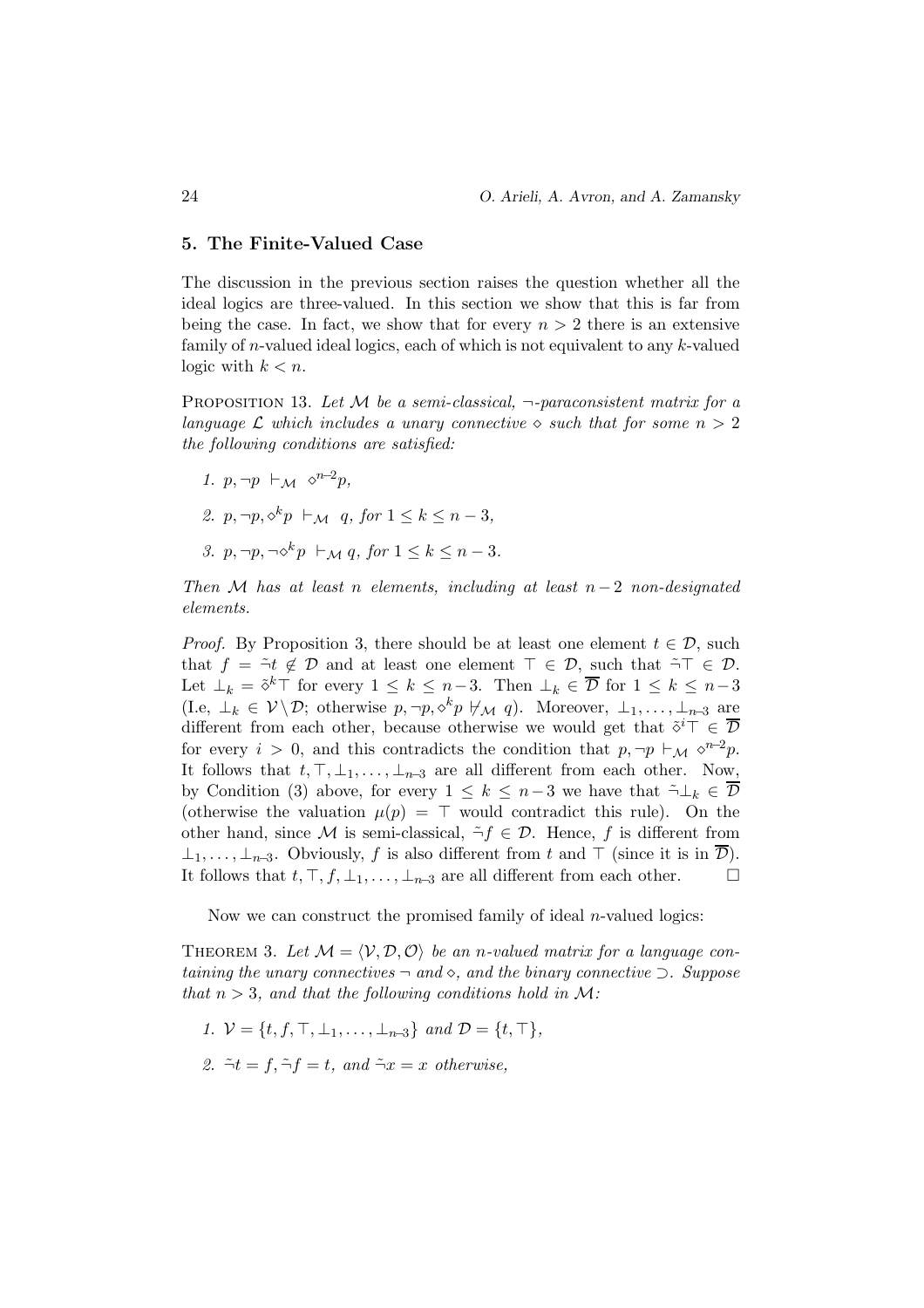## 5. The Finite-Valued Case

The discussion in the previous section raises the question whether all the ideal logics are three-valued. In this section we show that this is far from being the case. In fact, we show that for every $n > 2$ there is an extensive family of $n$-valued ideal logics, each of which is not equivalent to any $k$-valued logic with $k < n$.

PROPOSITION 13. *Let $\mathcal{M}$ be a semi-classical, $\neg$-paraconsistent matrix for a language $\mathcal{L}$ which includes a unary connective $\diamond$ such that for some $n > 2$ the following conditions are satisfied:*

1. $p, \neg p \ \vdash_{\mathcal{M}} \ \diamond^{n-2} p$,
2. $p, \neg p, \diamond^k p \ \vdash_{\mathcal{M}} \ q$, *for* $1 \leq k \leq n-3$,
3. $p, \neg p, \neg \diamond^k p \ \vdash_{\mathcal{M}} q$, *for* $1 \leq k \leq n-3$.

*Then $\mathcal{M}$ has at least $n$ elements, including at least $n-2$ non-designated elements.*

*Proof.* By Proposition 3, there should be at least one element $t \in \mathcal{D}$, such that $f = \tilde{\neg} t \notin \mathcal{D}$ and at least one element $\top \in \mathcal{D}$, such that $\tilde{\neg} \top \in \mathcal{D}$. Let $\bot_k = \tilde{\diamond}^k \top$ for every $1 \leq k \leq n-3$. Then $\bot_k \in \overline{\mathcal{D}}$ for $1 \leq k \leq n-3$ (I.e, $\bot_k \in \mathcal{V} \setminus \mathcal{D}$; otherwise $p, \neg p, \diamond^k p \not\vdash_{\mathcal{M}} q$). Moreover, $\bot_1, \ldots, \bot_{n-3}$ are different from each other, because otherwise we would get that $\tilde{\diamond}^i \top \in \overline{\mathcal{D}}$ for every $i > 0$, and this contradicts the condition that $p, \neg p \vdash_{\mathcal{M}} \diamond^{n-2} p$. It follows that $t, \top, \bot_1, \ldots, \bot_{n-3}$ are all different from each other. Now, by Condition (3) above, for every $1 \leq k \leq n-3$ we have that $\tilde{\neg} \bot_k \in \overline{\mathcal{D}}$ (otherwise the valuation $\mu(p) = \top$ would contradict this rule). On the other hand, since $\mathcal{M}$ is semi-classical, $\tilde{\neg} f \in \mathcal{D}$. Hence, $f$ is different from $\bot_1, \ldots, \bot_{n-3}$. Obviously, $f$ is also different from $t$ and $\top$ (since it is in $\overline{\mathcal{D}}$). It follows that $t, \top, f, \bot_1, \ldots, \bot_{n-3}$ are all different from each other. $\square$

Now we can construct the promised family of ideal $n$-valued logics:

THEOREM 3. *Let $\mathcal{M} = \langle \mathcal{V}, \mathcal{D}, \mathcal{O} \rangle$ be an $n$-valued matrix for a language containing the unary connectives $\neg$ and $\diamond$, and the binary connective $\supset$. Suppose that $n > 3$, and that the following conditions hold in $\mathcal{M}$:*

1. $\mathcal{V} = \{t, f, \top, \bot_1, \ldots, \bot_{n-3}\}$ *and* $\mathcal{D} = \{t, \top\}$,
2. $\tilde{\neg} t = f, \tilde{\neg} f = t$, *and* $\tilde{\neg} x = x$ *otherwise,*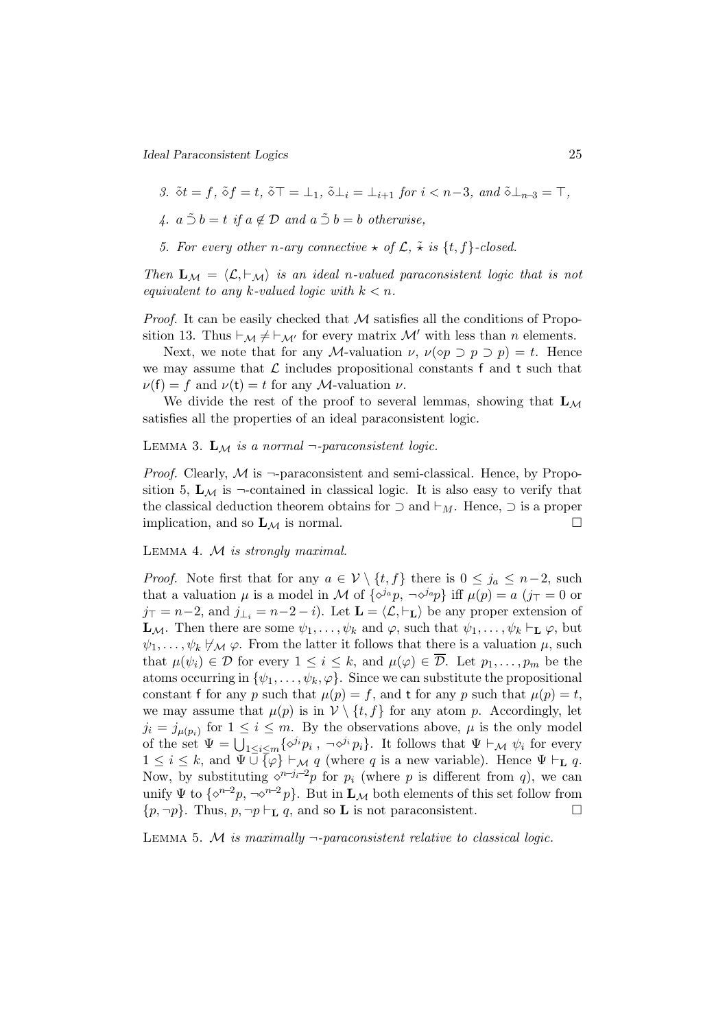3. $\tilde{\diamond}t = f$, $\tilde{\diamond}f = t$, $\tilde{\diamond}\top = \bot_1$, $\tilde{\diamond}\bot_i = \bot_{i+1}$ for $i < n-3$, and $\tilde{\diamond}\bot_{n-3} = \top$,

4. $a \tilde{\supset} b = t$ if $a \notin \mathcal{D}$ and $a \tilde{\supset} b = b$ otherwise,

5. For every other $n$-ary connective $\star$ of $\mathcal{L}$, $\tilde{\star}$ is $\{t, f\}$-closed.

*Then* $\mathbf{L}_{\mathcal{M}} = \langle \mathcal{L}, \vdash_{\mathcal{M}} \rangle$ *is an ideal* $n$*-valued paraconsistent logic that is not equivalent to any* $k$*-valued logic with* $k < n$.

*Proof.* It can be easily checked that $\mathcal{M}$ satisfies all the conditions of Proposition 13. Thus $\vdash_{\mathcal{M}} \neq \vdash_{\mathcal{M}'}$ for every matrix $\mathcal{M}'$ with less than $n$ elements.

Next, we note that for any $\mathcal{M}$-valuation $\nu$, $\nu(\diamond p \supset p \supset p) = t$. Hence we may assume that $\mathcal{L}$ includes propositional constants $\mathsf{f}$ and $\mathsf{t}$ such that $\nu(\mathsf{f}) = f$ and $\nu(\mathsf{t}) = t$ for any $\mathcal{M}$-valuation $\nu$.

We divide the rest of the proof to several lemmas, showing that $\mathbf{L}_{\mathcal{M}}$ satisfies all the properties of an ideal paraconsistent logic.

LEMMA 3. $\mathbf{L}_{\mathcal{M}}$ *is a normal* $\neg$*-paraconsistent logic.*

*Proof.* Clearly, $\mathcal{M}$ is $\neg$-paraconsistent and semi-classical. Hence, by Proposition 5, $\mathbf{L}_{\mathcal{M}}$ is $\neg$-contained in classical logic. It is also easy to verify that the classical deduction theorem obtains for $\supset$ and $\vdash_M$. Hence, $\supset$ is a proper implication, and so $\mathbf{L}_{\mathcal{M}}$ is normal. □

LEMMA 4. $\mathcal{M}$ *is strongly maximal.*

*Proof.* Note first that for any $a \in \mathcal{V} \setminus \{t, f\}$ there is $0 \leq j_a \leq n-2$, such that a valuation $\mu$ is a model in $\mathcal{M}$ of $\{\diamond^{j_a} p, \neg\diamond^{j_a} p\}$ iff $\mu(p) = a$ ($j_\top = 0$ or $j_\top = n-2$, and $j_{\bot_i} = n-2-i$). Let $\mathbf{L} = \langle \mathcal{L}, \vdash_{\mathbf{L}} \rangle$ be any proper extension of $\mathbf{L}_{\mathcal{M}}$. Then there are some $\psi_1, \ldots, \psi_k$ and $\varphi$, such that $\psi_1, \ldots, \psi_k \vdash_{\mathbf{L}} \varphi$, but $\psi_1, \ldots, \psi_k \not\vdash_{\mathcal{M}} \varphi$. From the latter it follows that there is a valuation $\mu$, such that $\mu(\psi_i) \in \mathcal{D}$ for every $1 \leq i \leq k$, and $\mu(\varphi) \in \overline{\mathcal{D}}$. Let $p_1, \ldots, p_m$ be the atoms occurring in $\{\psi_1, \ldots, \psi_k, \varphi\}$. Since we can substitute the propositional constant $\mathsf{f}$ for any $p$ such that $\mu(p) = f$, and $\mathsf{t}$ for any $p$ such that $\mu(p) = t$, we may assume that $\mu(p)$ is in $\mathcal{V} \setminus \{t, f\}$ for any atom $p$. Accordingly, let $j_i = j_{\mu(p_i)}$ for $1 \leq i \leq m$. By the observations above, $\mu$ is the only model of the set $\Psi = \bigcup_{1 \leq i \leq m} \{\diamond^{j_i} p_i\,,\ \neg\diamond^{j_i} p_i\}$. It follows that $\Psi \vdash_{\mathcal{M}} \psi_i$ for every $1 \leq i \leq k$, and $\Psi \cup \{\varphi\} \vdash_{\mathcal{M}} q$ (where $q$ is a new variable). Hence $\Psi \vdash_{\mathbf{L}} q$. Now, by substituting $\diamond^{n-j_i-2} p$ for $p_i$ (where $p$ is different from $q$), we can unify $\Psi$ to $\{\diamond^{n-2} p, \neg\diamond^{n-2} p\}$. But in $\mathbf{L}_{\mathcal{M}}$ both elements of this set follow from $\{p, \neg p\}$. Thus, $p, \neg p \vdash_{\mathbf{L}} q$, and so $\mathbf{L}$ is not paraconsistent. □

LEMMA 5. $\mathcal{M}$ *is maximally* $\neg$*-paraconsistent relative to classical logic.*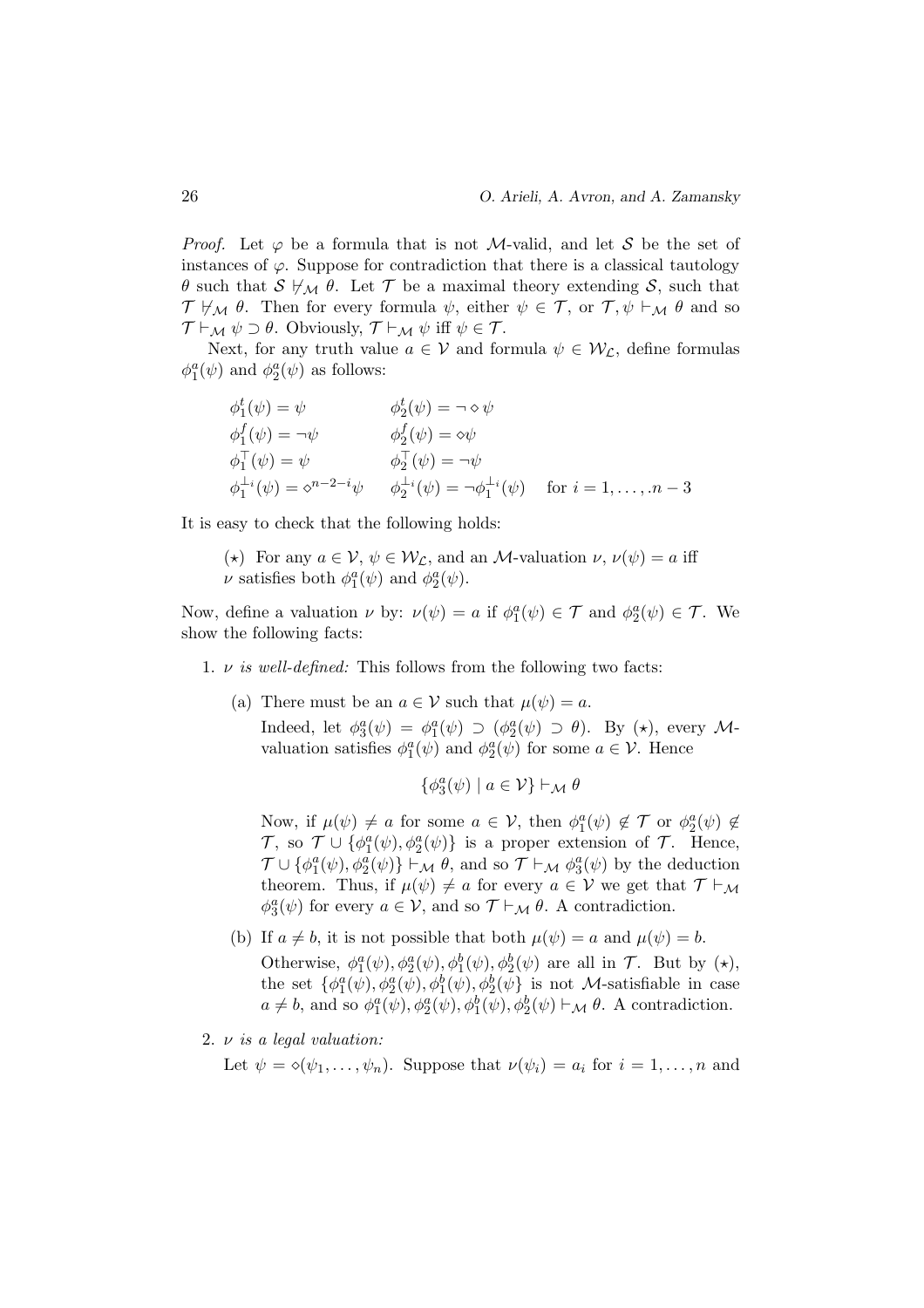*Proof.* Let $\varphi$ be a formula that is not $\mathcal{M}$-valid, and let $\mathcal{S}$ be the set of instances of $\varphi$. Suppose for contradiction that there is a classical tautology $\theta$ such that $\mathcal{S} \not\vdash_{\mathcal{M}} \theta$. Let $\mathcal{T}$ be a maximal theory extending $\mathcal{S}$, such that $\mathcal{T} \not\vdash_{\mathcal{M}} \theta$. Then for every formula $\psi$, either $\psi \in \mathcal{T}$, or $\mathcal{T}, \psi \vdash_{\mathcal{M}} \theta$ and so $\mathcal{T} \vdash_{\mathcal{M}} \psi \supset \theta$. Obviously, $\mathcal{T} \vdash_{\mathcal{M}} \psi$ iff $\psi \in \mathcal{T}$.

Next, for any truth value $a \in \mathcal{V}$ and formula $\psi \in \mathcal{W}_{\mathcal{L}}$, define formulas $\phi_1^a(\psi)$ and $\phi_2^a(\psi)$ as follows:

$$
\begin{array}{lll}
\phi_1^t(\psi) = \psi & \phi_2^t(\psi) = \neg \diamond \psi & \\
\phi_1^f(\psi) = \neg\psi & \phi_2^f(\psi) = \diamond\psi & \\
\phi_1^\top(\psi) = \psi & \phi_2^\top(\psi) = \neg\psi & \\
\phi_1^{\perp_i}(\psi) = \diamond^{n-2-i}\psi & \phi_2^{\perp_i}(\psi) = \neg\phi_1^{\perp_i}(\psi) & \text{for } i = 1, \ldots, .n-3
\end{array}
$$

It is easy to check that the following holds:

($\star$) For any $a \in \mathcal{V}$, $\psi \in \mathcal{W}_{\mathcal{L}}$, and an $\mathcal{M}$-valuation $\nu$, $\nu(\psi) = a$ iff $\nu$ satisfies both $\phi_1^a(\psi)$ and $\phi_2^a(\psi)$.

Now, define a valuation $\nu$ by: $\nu(\psi) = a$ if $\phi_1^a(\psi) \in \mathcal{T}$ and $\phi_2^a(\psi) \in \mathcal{T}$. We show the following facts:

1. *$\nu$ is well-defined:* This follows from the following two facts:

   (a) There must be an $a \in \mathcal{V}$ such that $\mu(\psi) = a$.
   Indeed, let $\phi_3^a(\psi) = \phi_1^a(\psi) \supset (\phi_2^a(\psi) \supset \theta)$. By ($\star$), every $\mathcal{M}$-valuation satisfies $\phi_1^a(\psi)$ and $\phi_2^a(\psi)$ for some $a \in \mathcal{V}$. Hence

   $$\{\phi_3^a(\psi) \mid a \in \mathcal{V}\} \vdash_{\mathcal{M}} \theta$$

   Now, if $\mu(\psi) \neq a$ for some $a \in \mathcal{V}$, then $\phi_1^a(\psi) \notin \mathcal{T}$ or $\phi_2^a(\psi) \notin \mathcal{T}$, so $\mathcal{T} \cup \{\phi_1^a(\psi), \phi_2^a(\psi)\}$ is a proper extension of $\mathcal{T}$. Hence, $\mathcal{T} \cup \{\phi_1^a(\psi), \phi_2^a(\psi)\} \vdash_{\mathcal{M}} \theta$, and so $\mathcal{T} \vdash_{\mathcal{M}} \phi_3^a(\psi)$ by the deduction theorem. Thus, if $\mu(\psi) \neq a$ for every $a \in \mathcal{V}$ we get that $\mathcal{T} \vdash_{\mathcal{M}} \phi_3^a(\psi)$ for every $a \in \mathcal{V}$, and so $\mathcal{T} \vdash_{\mathcal{M}} \theta$. A contradiction.

   (b) If $a \neq b$, it is not possible that both $\mu(\psi) = a$ and $\mu(\psi) = b$.
   Otherwise, $\phi_1^a(\psi), \phi_2^a(\psi), \phi_1^b(\psi), \phi_2^b(\psi)$ are all in $\mathcal{T}$. But by ($\star$), the set $\{\phi_1^a(\psi), \phi_2^a(\psi), \phi_1^b(\psi), \phi_2^b(\psi)\}$ is not $\mathcal{M}$-satisfiable in case $a \neq b$, and so $\phi_1^a(\psi), \phi_2^a(\psi), \phi_1^b(\psi), \phi_2^b(\psi) \vdash_{\mathcal{M}} \theta$. A contradiction.

2. *$\nu$ is a legal valuation:*
   Let $\psi = \diamond(\psi_1, \ldots, \psi_n)$. Suppose that $\nu(\psi_i) = a_i$ for $i = 1, \ldots, n$ and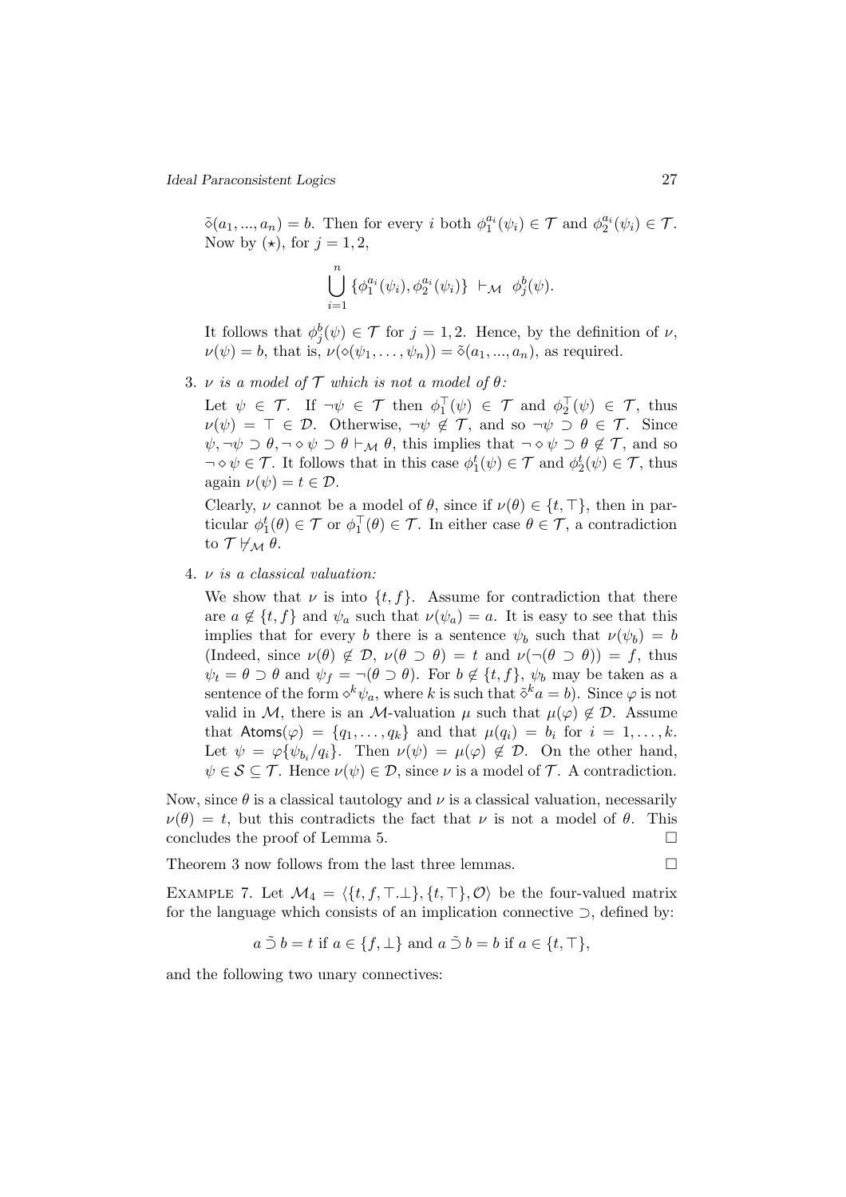$\tilde{\diamond}(a_1, ..., a_n) = b$. Then for every $i$ both $\phi_1^{a_i}(\psi_i) \in \mathcal{T}$ and $\phi_2^{a_i}(\psi_i) \in \mathcal{T}$. Now by $(\star)$, for $j = 1, 2$,

$$\bigcup_{i=1}^{n} \{\phi_1^{a_i}(\psi_i), \phi_2^{a_i}(\psi_i)\} \ \vdash_{\mathcal{M}} \ \phi_j^b(\psi).$$

It follows that $\phi_j^b(\psi) \in \mathcal{T}$ for $j = 1, 2$. Hence, by the definition of $\nu$, $\nu(\psi) = b$, that is, $\nu(\diamond(\psi_1, \ldots, \psi_n)) = \tilde{\diamond}(a_1, ..., a_n)$, as required.

3. *$\nu$ is a model of $\mathcal{T}$ which is not a model of $\theta$:*

   Let $\psi \in \mathcal{T}$. If $\neg\psi \in \mathcal{T}$ then $\phi_1^{\top}(\psi) \in \mathcal{T}$ and $\phi_2^{\top}(\psi) \in \mathcal{T}$, thus $\nu(\psi) = \top \in \mathcal{D}$. Otherwise, $\neg\psi \notin \mathcal{T}$, and so $\neg\psi \supset \theta \in \mathcal{T}$. Since $\psi, \neg\psi \supset \theta, \neg \diamond \psi \supset \theta \vdash_{\mathcal{M}} \theta$, this implies that $\neg \diamond \psi \supset \theta \notin \mathcal{T}$, and so $\neg \diamond \psi \in \mathcal{T}$. It follows that in this case $\phi_1^t(\psi) \in \mathcal{T}$ and $\phi_2^t(\psi) \in \mathcal{T}$, thus again $\nu(\psi) = t \in \mathcal{D}$.

   Clearly, $\nu$ cannot be a model of $\theta$, since if $\nu(\theta) \in \{t, \top\}$, then in particular $\phi_1^t(\theta) \in \mathcal{T}$ or $\phi_1^{\top}(\theta) \in \mathcal{T}$. In either case $\theta \in \mathcal{T}$, a contradiction to $\mathcal{T} \not\vdash_{\mathcal{M}} \theta$.

4. *$\nu$ is a classical valuation:*

   We show that $\nu$ is into $\{t, f\}$. Assume for contradiction that there are $a \notin \{t, f\}$ and $\psi_a$ such that $\nu(\psi_a) = a$. It is easy to see that this implies that for every $b$ there is a sentence $\psi_b$ such that $\nu(\psi_b) = b$ (Indeed, since $\nu(\theta) \notin \mathcal{D}$, $\nu(\theta \supset \theta) = t$ and $\nu(\neg(\theta \supset \theta)) = f$, thus $\psi_t = \theta \supset \theta$ and $\psi_f = \neg(\theta \supset \theta)$. For $b \notin \{t, f\}$, $\psi_b$ may be taken as a sentence of the form $\diamond^k \psi_a$, where $k$ is such that $\tilde{\diamond}^k a = b$). Since $\varphi$ is not valid in $\mathcal{M}$, there is an $\mathcal{M}$-valuation $\mu$ such that $\mu(\varphi) \notin \mathcal{D}$. Assume that $\mathsf{Atoms}(\varphi) = \{q_1, \ldots, q_k\}$ and that $\mu(q_i) = b_i$ for $i = 1, \ldots, k$. Let $\psi = \varphi\{\psi_{b_i}/q_i\}$. Then $\nu(\psi) = \mu(\varphi) \notin \mathcal{D}$. On the other hand, $\psi \in \mathcal{S} \subseteq \mathcal{T}$. Hence $\nu(\psi) \in \mathcal{D}$, since $\nu$ is a model of $\mathcal{T}$. A contradiction.

Now, since $\theta$ is a classical tautology and $\nu$ is a classical valuation, necessarily $\nu(\theta) = t$, but this contradicts the fact that $\nu$ is not a model of $\theta$. This concludes the proof of Lemma 5. □

Theorem 3 now follows from the last three lemmas. □

EXAMPLE 7. Let $\mathcal{M}_4 = \langle \{t, f, \top.\bot\}, \{t, \top\}, \mathcal{O} \rangle$ be the four-valued matrix for the language which consists of an implication connective $\supset$, defined by:

$$a \tilde{\supset} b = t \text{ if } a \in \{f, \bot\} \text{ and } a \tilde{\supset} b = b \text{ if } a \in \{t, \top\},$$

and the following two unary connectives: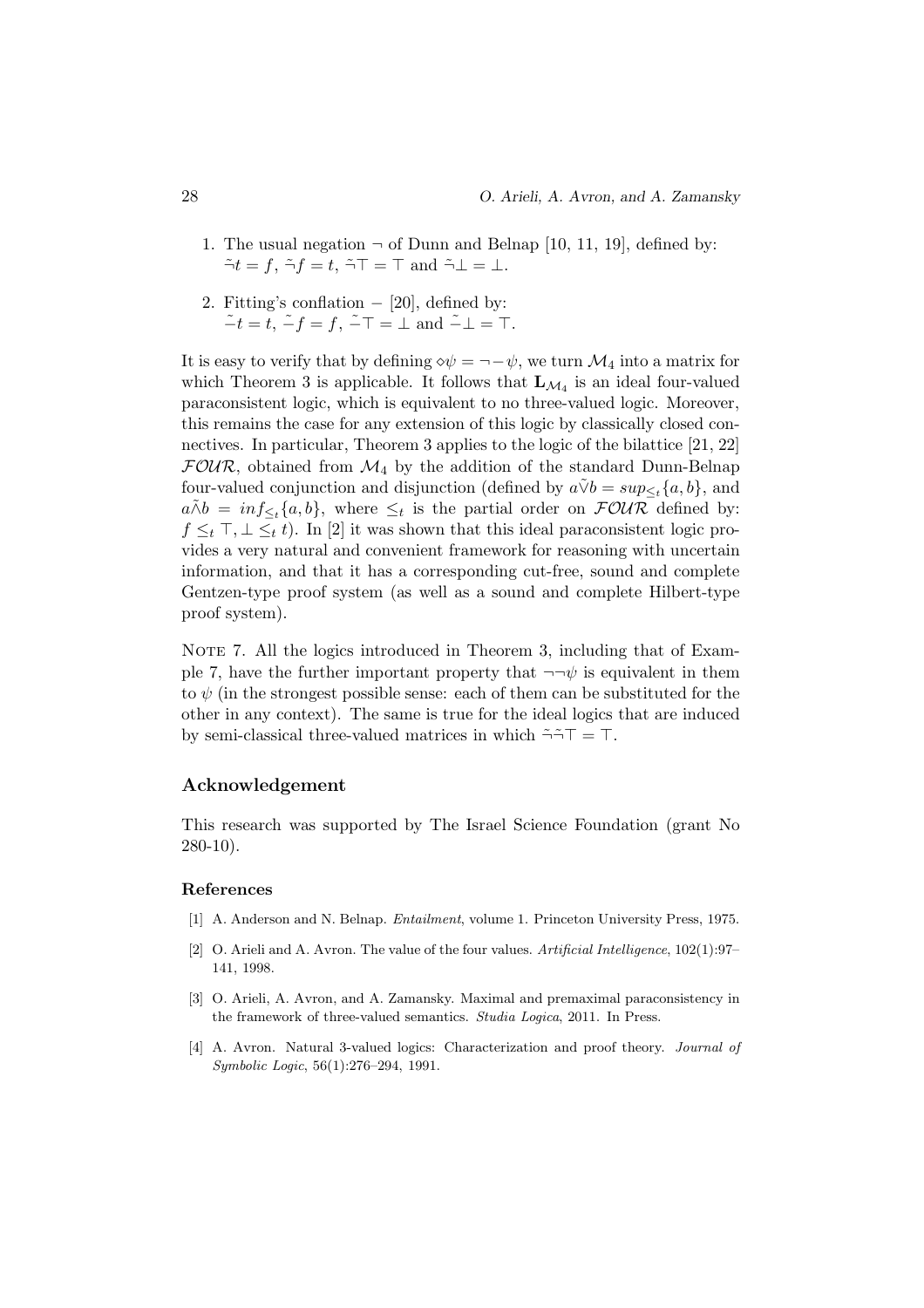1. The usual negation $\neg$ of Dunn and Belnap [10, 11, 19], defined by: $\tilde{\neg} t = f$, $\tilde{\neg} f = t$, $\tilde{\neg} \top = \top$ and $\tilde{\neg} \bot = \bot$.

2. Fitting's conflation $-$ [20], defined by: $\tilde{-} t = t$, $\tilde{-} f = f$, $\tilde{-} \top = \bot$ and $\tilde{-} \bot = \top$.

It is easy to verify that by defining $\diamond\psi = \neg - \psi$, we turn $\mathcal{M}_4$ into a matrix for which Theorem 3 is applicable. It follows that $\mathbf{L}_{\mathcal{M}_4}$ is an ideal four-valued paraconsistent logic, which is equivalent to no three-valued logic. Moreover, this remains the case for any extension of this logic by classically closed connectives. In particular, Theorem 3 applies to the logic of the bilattice [21, 22] $\mathcal{FOUR}$, obtained from $\mathcal{M}_4$ by the addition of the standard Dunn-Belnap four-valued conjunction and disjunction (defined by $a \tilde{\vee} b = sup_{\leq_t}\{a, b\}$, and $a \tilde{\wedge} b = inf_{\leq_t}\{a, b\}$, where $\leq_t$ is the partial order on $\mathcal{FOUR}$ defined by: $f \leq_t \top, \bot \leq_t t$). In [2] it was shown that this ideal paraconsistent logic provides a very natural and convenient framework for reasoning with uncertain information, and that it has a corresponding cut-free, sound and complete Gentzen-type proof system (as well as a sound and complete Hilbert-type proof system).

Note 7. All the logics introduced in Theorem 3, including that of Example 7, have the further important property that $\neg\neg\psi$ is equivalent in them to $\psi$ (in the strongest possible sense: each of them can be substituted for the other in any context). The same is true for the ideal logics that are induced by semi-classical three-valued matrices in which $\tilde{\neg}\tilde{\neg}\top = \top$.

## Acknowledgement

This research was supported by The Israel Science Foundation (grant No 280-10).

## References

[1] A. Anderson and N. Belnap. *Entailment*, volume 1. Princeton University Press, 1975.

[2] O. Arieli and A. Avron. The value of the four values. *Artificial Intelligence*, 102(1):97–141, 1998.

[3] O. Arieli, A. Avron, and A. Zamansky. Maximal and premaximal paraconsistency in the framework of three-valued semantics. *Studia Logica*, 2011. In Press.

[4] A. Avron. Natural 3-valued logics: Characterization and proof theory. *Journal of Symbolic Logic*, 56(1):276–294, 1991.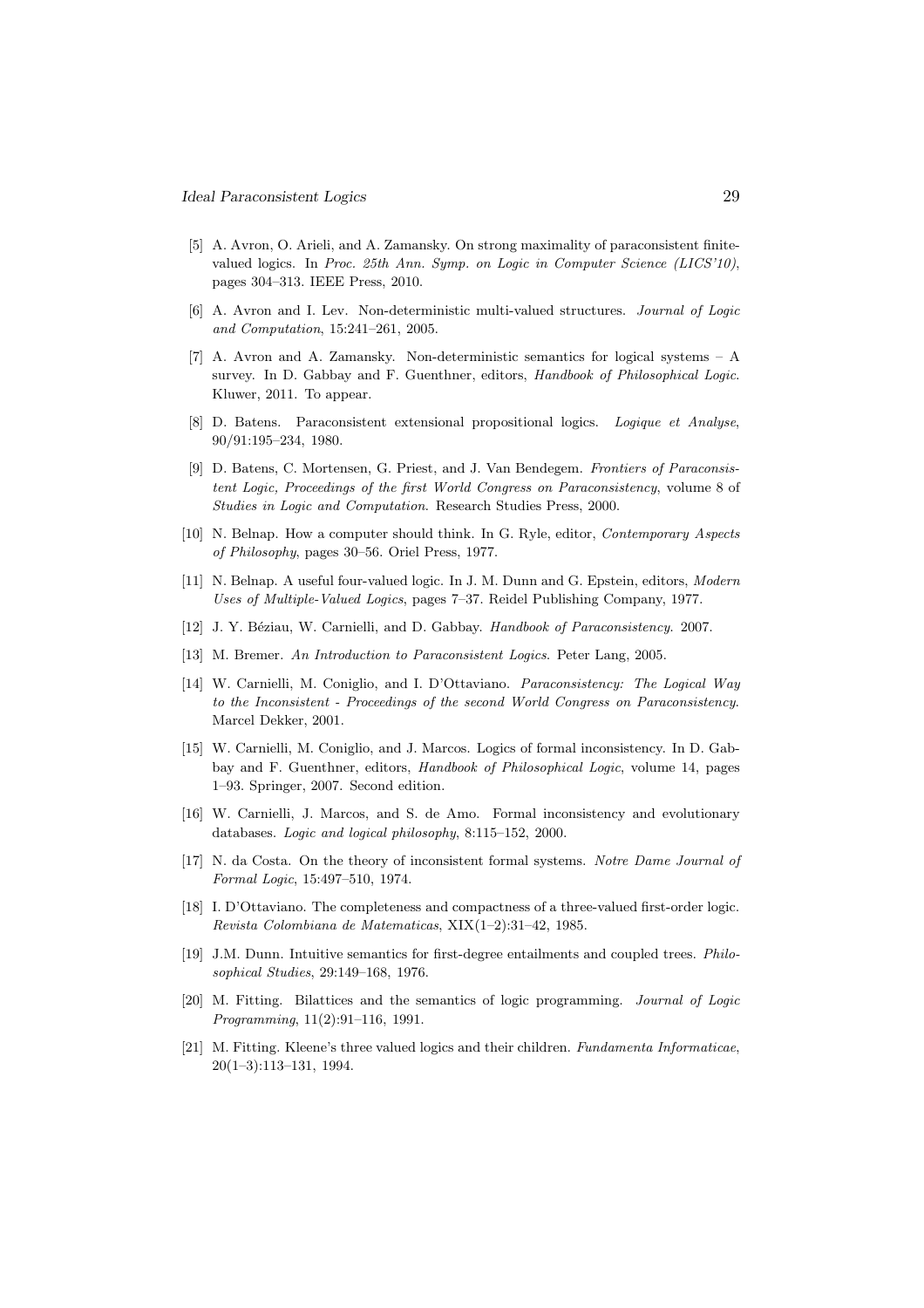[5] A. Avron, O. Arieli, and A. Zamansky. On strong maximality of paraconsistent finite-valued logics. In *Proc. 25th Ann. Symp. on Logic in Computer Science (LICS'10)*, pages 304–313. IEEE Press, 2010.

[6] A. Avron and I. Lev. Non-deterministic multi-valued structures. *Journal of Logic and Computation*, 15:241–261, 2005.

[7] A. Avron and A. Zamansky. Non-deterministic semantics for logical systems – A survey. In D. Gabbay and F. Guenthner, editors, *Handbook of Philosophical Logic*. Kluwer, 2011. To appear.

[8] D. Batens. Paraconsistent extensional propositional logics. *Logique et Analyse*, 90/91:195–234, 1980.

[9] D. Batens, C. Mortensen, G. Priest, and J. Van Bendegem. *Frontiers of Paraconsistent Logic, Proceedings of the first World Congress on Paraconsistency*, volume 8 of *Studies in Logic and Computation*. Research Studies Press, 2000.

[10] N. Belnap. How a computer should think. In G. Ryle, editor, *Contemporary Aspects of Philosophy*, pages 30–56. Oriel Press, 1977.

[11] N. Belnap. A useful four-valued logic. In J. M. Dunn and G. Epstein, editors, *Modern Uses of Multiple-Valued Logics*, pages 7–37. Reidel Publishing Company, 1977.

[12] J. Y. Béziau, W. Carnielli, and D. Gabbay. *Handbook of Paraconsistency*. 2007.

[13] M. Bremer. *An Introduction to Paraconsistent Logics*. Peter Lang, 2005.

[14] W. Carnielli, M. Coniglio, and I. D'Ottaviano. *Paraconsistency: The Logical Way to the Inconsistent - Proceedings of the second World Congress on Paraconsistency*. Marcel Dekker, 2001.

[15] W. Carnielli, M. Coniglio, and J. Marcos. Logics of formal inconsistency. In D. Gabbay and F. Guenthner, editors, *Handbook of Philosophical Logic*, volume 14, pages 1–93. Springer, 2007. Second edition.

[16] W. Carnielli, J. Marcos, and S. de Amo. Formal inconsistency and evolutionary databases. *Logic and logical philosophy*, 8:115–152, 2000.

[17] N. da Costa. On the theory of inconsistent formal systems. *Notre Dame Journal of Formal Logic*, 15:497–510, 1974.

[18] I. D'Ottaviano. The completeness and compactness of a three-valued first-order logic. *Revista Colombiana de Matematicas*, XIX(1–2):31–42, 1985.

[19] J.M. Dunn. Intuitive semantics for first-degree entailments and coupled trees. *Philosophical Studies*, 29:149–168, 1976.

[20] M. Fitting. Bilattices and the semantics of logic programming. *Journal of Logic Programming*, 11(2):91–116, 1991.

[21] M. Fitting. Kleene's three valued logics and their children. *Fundamenta Informaticae*, 20(1–3):113–131, 1994.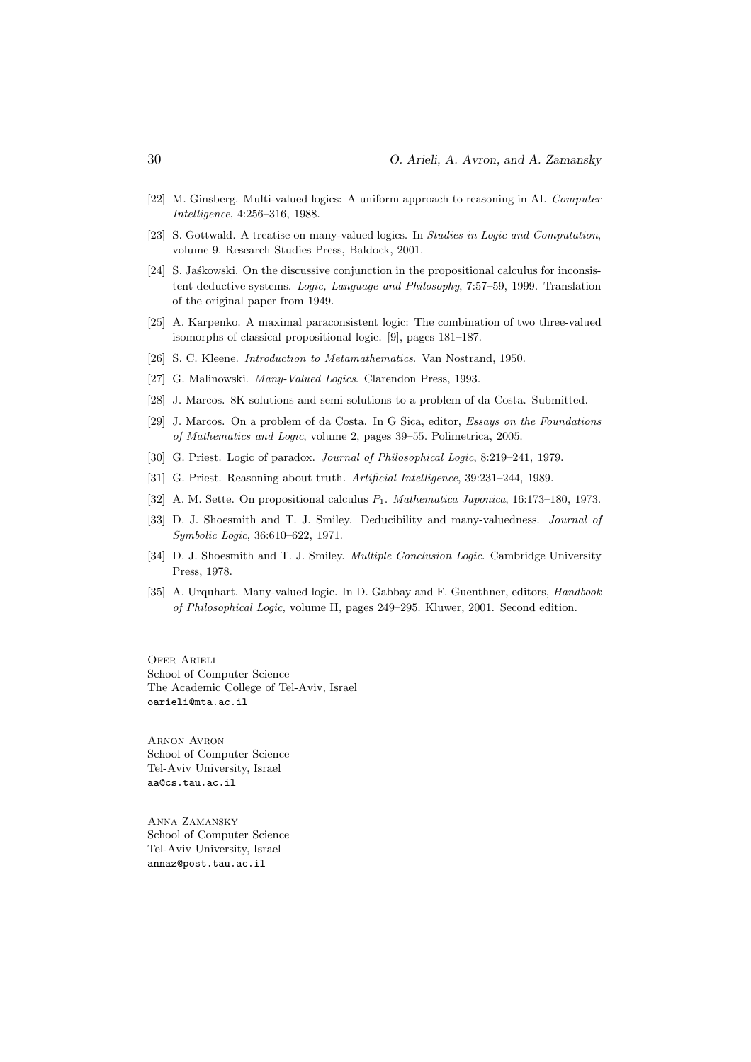[22] M. Ginsberg. Multi-valued logics: A uniform approach to reasoning in AI. *Computer Intelligence*, 4:256–316, 1988.

[23] S. Gottwald. A treatise on many-valued logics. In *Studies in Logic and Computation*, volume 9. Research Studies Press, Baldock, 2001.

[24] S. Jaśkowski. On the discussive conjunction in the propositional calculus for inconsistent deductive systems. *Logic, Language and Philosophy*, 7:57–59, 1999. Translation of the original paper from 1949.

[25] A. Karpenko. A maximal paraconsistent logic: The combination of two three-valued isomorphs of classical propositional logic. [9], pages 181–187.

[26] S. C. Kleene. *Introduction to Metamathematics*. Van Nostrand, 1950.

[27] G. Malinowski. *Many-Valued Logics*. Clarendon Press, 1993.

[28] J. Marcos. 8K solutions and semi-solutions to a problem of da Costa. Submitted.

[29] J. Marcos. On a problem of da Costa. In G Sica, editor, *Essays on the Foundations of Mathematics and Logic*, volume 2, pages 39–55. Polimetrica, 2005.

[30] G. Priest. Logic of paradox. *Journal of Philosophical Logic*, 8:219–241, 1979.

[31] G. Priest. Reasoning about truth. *Artificial Intelligence*, 39:231–244, 1989.

[32] A. M. Sette. On propositional calculus $P_1$. *Mathematica Japonica*, 16:173–180, 1973.

[33] D. J. Shoesmith and T. J. Smiley. Deducibility and many-valuedness. *Journal of Symbolic Logic*, 36:610–622, 1971.

[34] D. J. Shoesmith and T. J. Smiley. *Multiple Conclusion Logic*. Cambridge University Press, 1978.

[35] A. Urquhart. Many-valued logic. In D. Gabbay and F. Guenthner, editors, *Handbook of Philosophical Logic*, volume II, pages 249–295. Kluwer, 2001. Second edition.

Ofer Arieli
School of Computer Science
The Academic College of Tel-Aviv, Israel
oarieli@mta.ac.il

Arnon Avron
School of Computer Science
Tel-Aviv University, Israel
aa@cs.tau.ac.il

Anna Zamansky
School of Computer Science
Tel-Aviv University, Israel
annaz@post.tau.ac.il